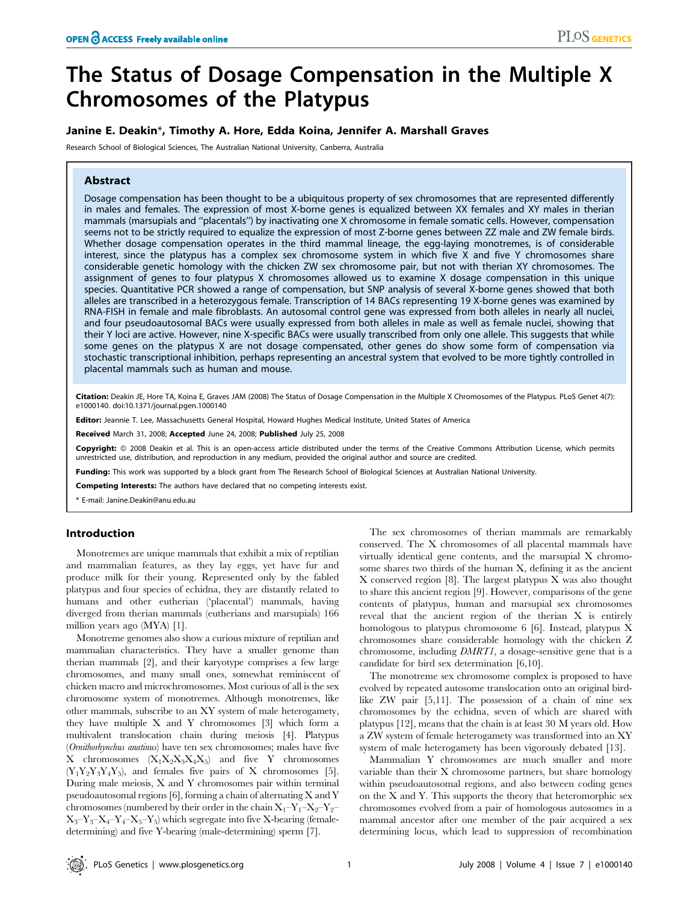# The Status of Dosage Compensation in the Multiple X Chromosomes of the Platypus

**Janine E. Deakin\*, Timothy A. Hore, Edda Koina, Jennifer A. Marshall Graves**

Research School of Biological Sciences, The Australian National University, Canberra, Australia

## Abstract

Dosage compensation has been thought to be a ubiquitous property of sex chromosomes that are represented differently in males and females. The expression of most X-borne genes is equalized between XX females and XY males in therian mammals (marsupials and "placentals") by inactivating one X chromosome in female somatic cells. However, compensation seems not to be strictly required to equalize the expression of most Z-borne genes between ZZ male and ZW female birds. Whether dosage compensation operates in the third mammal lineage, the egg-laying monotremes, is of considerable interest, since the platypus has a complex sex chromosome system in which five X and five Y chromosomes share considerable genetic homology with the chicken ZW sex chromosome pair, but not with therian XY chromosomes. The assignment of genes to four platypus X chromosomes allowed us to examine X dosage compensation in this unique species. Quantitative PCR showed a range of compensation, but SNP analysis of several X-borne genes showed that both alleles are transcribed in a heterozygous female. Transcription of 14 BACs representing 19 X-borne genes was examined by RNA-FISH in female and male fibroblasts. An autosomal control gene was expressed from both alleles in nearly all nuclei, and four pseudoautosomal BACs were usually expressed from both alleles in male as well as female nuclei, showing that their Y loci are active. However, nine X-specific BACs were usually transcribed from only one allele. This suggests that while some genes on the platypus X are not dosage compensated, other genes do show some form of compensation via stochastic transcriptional inhibition, perhaps representing an ancestral system that evolved to be more tightly controlled in placental mammals such as human and mouse.

**Citation:** Deakin JE, Hore TA, Koina E, Graves JAM (2008) The Status of Dosage Compensation in the Multiple X Chromosomes of the Platypus. PLoS Genet 4(7): e1000140. doi:10.1371/journal.pgen.1000140

**Editor:** Jeannie T. Lee, Massachusetts General Hospital, Howard Hughes Medical Institute, United States of America

**Received** March 31, 2008; **Accepted** June 24, 2008; **Published** July 25, 2008

**Copyright:** © 2008 Deakin et al. This is an open-access article distributed under the terms of the Creative Commons Attribution License, which permits unrestricted use, distribution, and reproduction in any medium, provided the original author and source are credited.

**Funding:** This work was supported by a block grant from The Research School of Biological Sciences at Australian National University.

**Competing Interests:** The authors have declared that no competing interests exist.

\* E-mail: Janine.Deakin@anu.edu.au

## Introduction

Monotremes are unique mammals that exhibit a mix of reptilian and mammalian features, as they lay eggs, yet have fur and produce milk for their young. Represented only by the fabled platypus and four species of echidna, they are distantly related to humans and other eutherian ('placental') mammals, having diverged from therian mammals (eutherians and marsupials) 166 million years ago (MYA) [1].

Monotreme genomes also show a curious mixture of reptilian and mammalian characteristics. They have a smaller genome than therian mammals [2], and their karyotype comprises a few large chromosomes, and many small ones, somewhat reminiscent of chicken macro and microchromosomes. Most curious of all is the sex chromosome system of monotremes. Although monotremes, like other mammals, subscribe to an XY system of male heterogamety, they have multiple X and Y chromosomes [3] which form a multivalent translocation chain during meiosis [4]. Platypus (*Ornithorhynchus anatinus*) have ten sex chromosomes; males have five X chromosomes ($X_1X_2X_3X_4X_5$) and five Y chromosomes ($Y_1Y_2Y_3Y_4Y_5$), and females five pairs of X chromosomes [5]. During male meiosis, X and Y chromosomes pair within terminal pseudoautosomal regions [6], forming a chain of alternating X and Y chromosomes (numbered by their order in the chain $X_1$–$Y_1$–$X_2$–$Y_2$–$X_3$–$Y_3$–$X_4$–$Y_4$–$X_5$–$Y_5$) which segregate into five X-bearing (female-determining) and five Y-bearing (male-determining) sperm [7].

The sex chromosomes of therian mammals are remarkably conserved. The X chromosomes of all placental mammals have virtually identical gene contents, and the marsupial X chromosome shares two thirds of the human X, defining it as the ancient X conserved region [8]. The largest platypus X was also thought to share this ancient region [9]. However, comparisons of the gene contents of platypus, human and marsupial sex chromosomes reveal that the ancient region of the therian X is entirely homologous to platypus chromosome 6 [6]. Instead, platypus X chromosomes share considerable homology with the chicken Z chromosome, including *DMRT1*, a dosage-sensitive gene that is a candidate for bird sex determination [6,10].

The monotreme sex chromosome complex is proposed to have evolved by repeated autosome translocation onto an original bird-like ZW pair [5,11]. The possession of a chain of nine sex chromosomes by the echidna, seven of which are shared with platypus [12], means that the chain is at least 30 M years old. How a ZW system of female heterogamety was transformed into an XY system of male heterogamety has been vigorously debated [13].

Mammalian Y chromosomes are much smaller and more variable than their X chromosome partners, but share homology within pseudoautosomal regions, and also between coding genes on the X and Y. This supports the theory that heteromorphic sex chromosomes evolved from a pair of homologous autosomes in a mammal ancestor after one member of the pair acquired a sex determining locus, which lead to suppression of recombination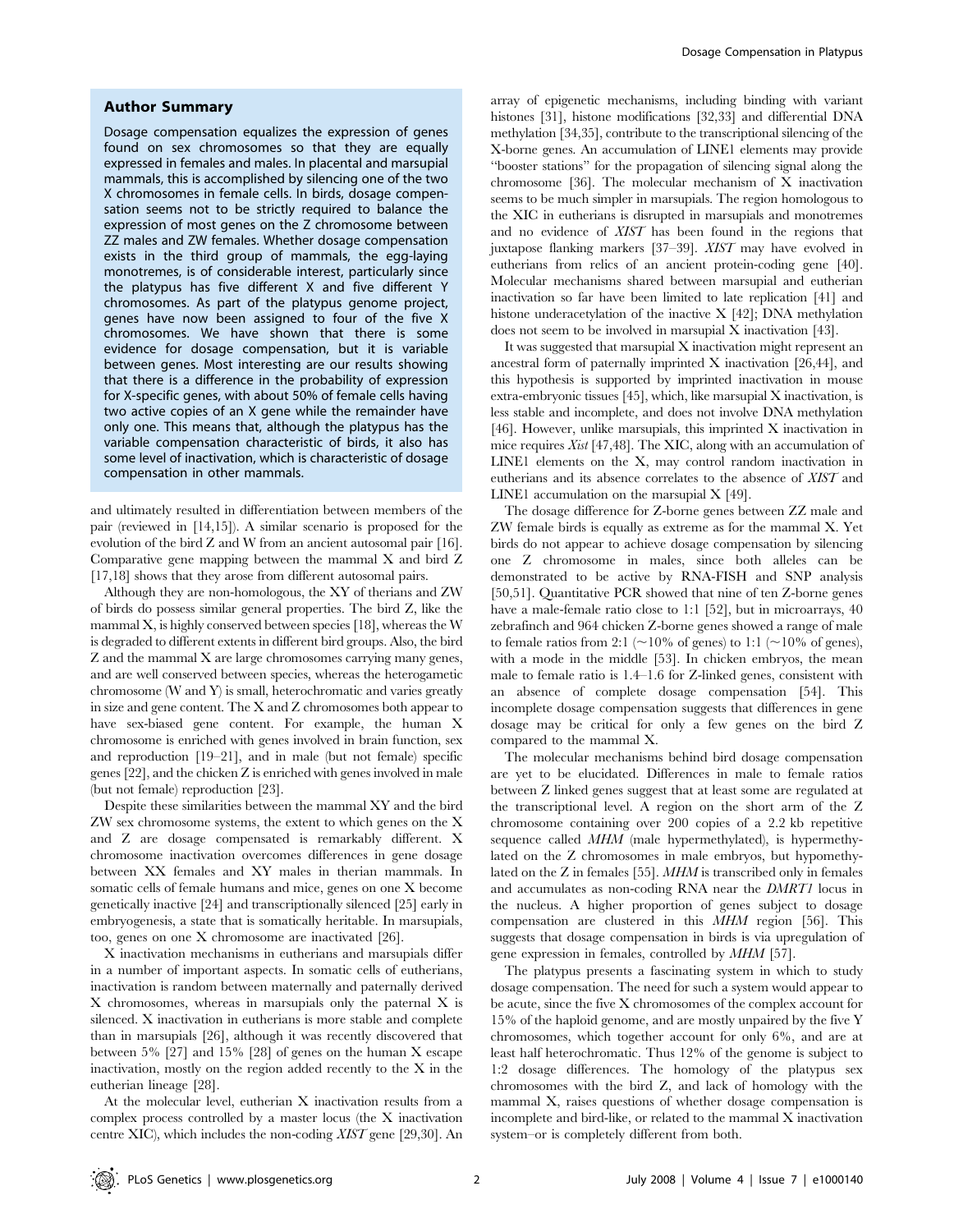## Author Summary

Dosage compensation equalizes the expression of genes found on sex chromosomes so that they are equally expressed in females and males. In placental and marsupial mammals, this is accomplished by silencing one of the two X chromosomes in female cells. In birds, dosage compensation seems not to be strictly required to balance the expression of most genes on the Z chromosome between ZZ males and ZW females. Whether dosage compensation exists in the third group of mammals, the egg-laying monotremes, is of considerable interest, particularly since the platypus has five different X and five different Y chromosomes. As part of the platypus genome project, genes have now been assigned to four of the five X chromosomes. We have shown that there is some evidence for dosage compensation, but it is variable between genes. Most interesting are our results showing that there is a difference in the probability of expression for X-specific genes, with about 50% of female cells having two active copies of an X gene while the remainder have only one. This means that, although the platypus has the variable compensation characteristic of birds, it also has some level of inactivation, which is characteristic of dosage compensation in other mammals.

and ultimately resulted in differentiation between members of the pair (reviewed in [14,15]). A similar scenario is proposed for the evolution of the bird Z and W from an ancient autosomal pair [16]. Comparative gene mapping between the mammal X and bird Z [17,18] shows that they arose from different autosomal pairs.

Although they are non-homologous, the XY of therians and ZW of birds do possess similar general properties. The bird Z, like the mammal X, is highly conserved between species [18], whereas the W is degraded to different extents in different bird groups. Also, the bird Z and the mammal X are large chromosomes carrying many genes, and are well conserved between species, whereas the heterogametic chromosome (W and Y) is small, heterochromatic and varies greatly in size and gene content. The X and Z chromosomes both appear to have sex-biased gene content. For example, the human X chromosome is enriched with genes involved in brain function, sex and reproduction [19–21], and in male (but not female) specific genes [22], and the chicken Z is enriched with genes involved in male (but not female) reproduction [23].

Despite these similarities between the mammal XY and the bird ZW sex chromosome systems, the extent to which genes on the X and Z are dosage compensated is remarkably different. X chromosome inactivation overcomes differences in gene dosage between XX females and XY males in therian mammals. In somatic cells of female humans and mice, genes on one X become genetically inactive [24] and transcriptionally silenced [25] early in embryogenesis, a state that is somatically heritable. In marsupials, too, genes on one X chromosome are inactivated [26].

X inactivation mechanisms in eutherians and marsupials differ in a number of important aspects. In somatic cells of eutherians, inactivation is random between maternally and paternally derived X chromosomes, whereas in marsupials only the paternal X is silenced. X inactivation in eutherians is more stable and complete than in marsupials [26], although it was recently discovered that between 5% [27] and 15% [28] of genes on the human X escape inactivation, mostly on the region added recently to the X in the eutherian lineage [28].

At the molecular level, eutherian X inactivation results from a complex process controlled by a master locus (the X inactivation centre XIC), which includes the non-coding *XIST* gene [29,30]. An array of epigenetic mechanisms, including binding with variant histones [31], histone modifications [32,33] and differential DNA methylation [34,35], contribute to the transcriptional silencing of the X-borne genes. An accumulation of LINE1 elements may provide "booster stations" for the propagation of silencing signal along the chromosome [36]. The molecular mechanism of X inactivation seems to be much simpler in marsupials. The region homologous to the XIC in eutherians is disrupted in marsupials and monotremes and no evidence of *XIST* has been found in the regions that juxtapose flanking markers [37–39]. *XIST* may have evolved in eutherians from relics of an ancient protein-coding gene [40]. Molecular mechanisms shared between marsupial and eutherian inactivation so far have been limited to late replication [41] and histone underacetylation of the inactive X [42]; DNA methylation does not seem to be involved in marsupial X inactivation [43].

It was suggested that marsupial X inactivation might represent an ancestral form of paternally imprinted X inactivation [26,44], and this hypothesis is supported by imprinted inactivation in mouse extra-embryonic tissues [45], which, like marsupial X inactivation, is less stable and incomplete, and does not involve DNA methylation [46]. However, unlike marsupials, this imprinted X inactivation in mice requires *Xist* [47,48]. The XIC, along with an accumulation of LINE1 elements on the X, may control random inactivation in eutherians and its absence correlates to the absence of *XIST* and LINE1 accumulation on the marsupial X [49].

The dosage difference for Z-borne genes between ZZ male and ZW female birds is equally as extreme as for the mammal X. Yet birds do not appear to achieve dosage compensation by silencing one Z chromosome in males, since both alleles can be demonstrated to be active by RNA-FISH and SNP analysis [50,51]. Quantitative PCR showed that nine of ten Z-borne genes have a male-female ratio close to 1:1 [52], but in microarrays, 40 zebrafinch and 964 chicken Z-borne genes showed a range of male to female ratios from 2:1 (~10% of genes) to 1:1 (~10% of genes), with a mode in the middle [53]. In chicken embryos, the mean male to female ratio is 1.4–1.6 for Z-linked genes, consistent with an absence of complete dosage compensation [54]. This incomplete dosage compensation suggests that differences in gene dosage may be critical for only a few genes on the bird Z compared to the mammal X.

The molecular mechanisms behind bird dosage compensation are yet to be elucidated. Differences in male to female ratios between Z linked genes suggest that at least some are regulated at the transcriptional level. A region on the short arm of the Z chromosome containing over 200 copies of a 2.2 kb repetitive sequence called *MHM* (male hypermethylated), is hypermethylated on the Z chromosomes in male embryos, but hypomethylated on the Z in females [55]. *MHM* is transcribed only in females and accumulates as non-coding RNA near the *DMRT1* locus in the nucleus. A higher proportion of genes subject to dosage compensation are clustered in this *MHM* region [56]. This suggests that dosage compensation in birds is via upregulation of gene expression in females, controlled by *MHM* [57].

The platypus presents a fascinating system in which to study dosage compensation. The need for such a system would appear to be acute, since the five X chromosomes of the complex account for 15% of the haploid genome, and are mostly unpaired by the five Y chromosomes, which together account for only 6%, and are at least half heterochromatic. Thus 12% of the genome is subject to 1:2 dosage differences. The homology of the platypus sex chromosomes with the bird Z, and lack of homology with the mammal X, raises questions of whether dosage compensation is incomplete and bird-like, or related to the mammal X inactivation system–or is completely different from both.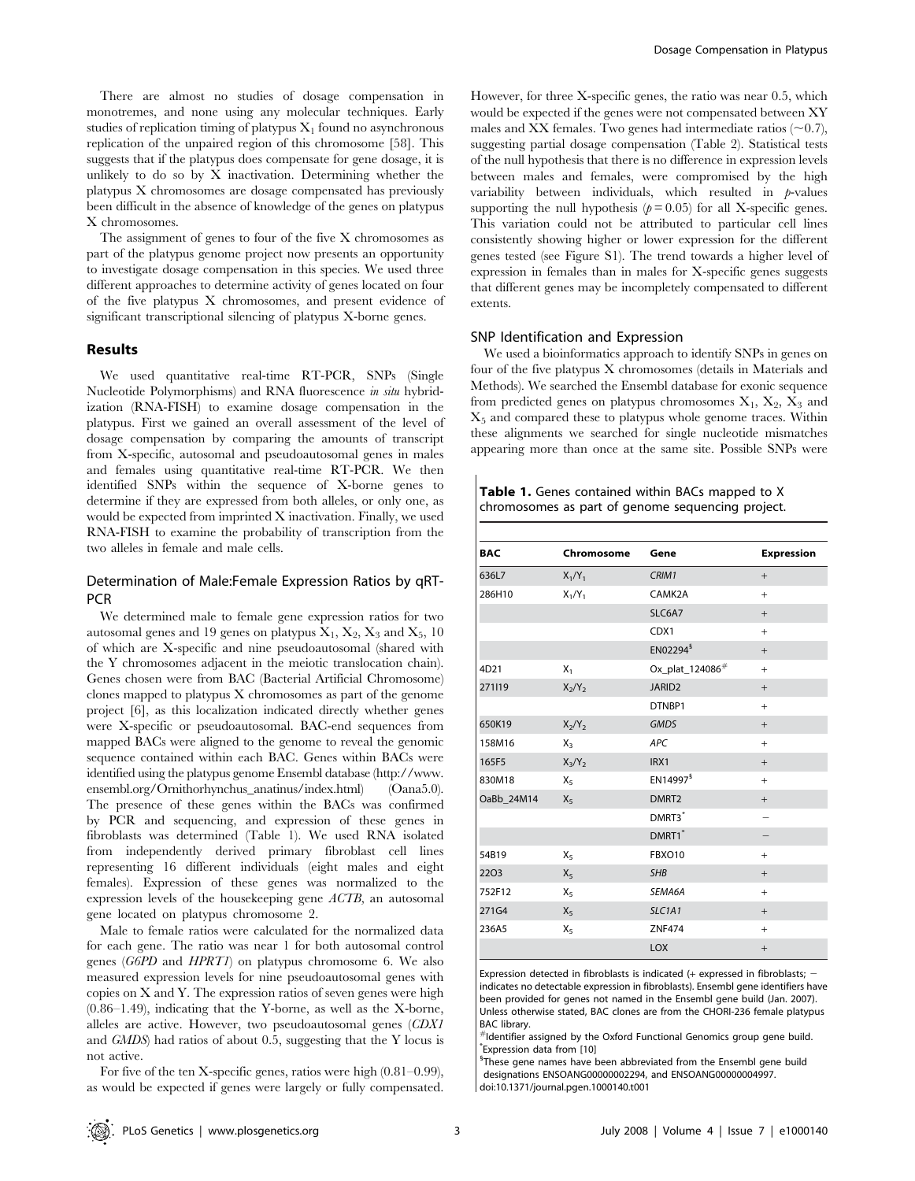There are almost no studies of dosage compensation in monotremes, and none using any molecular techniques. Early studies of replication timing of platypus $X_1$ found no asynchronous replication of the unpaired region of this chromosome [58]. This suggests that if the platypus does compensate for gene dosage, it is unlikely to do so by X inactivation. Determining whether the platypus X chromosomes are dosage compensated has previously been difficult in the absence of knowledge of the genes on platypus X chromosomes.

The assignment of genes to four of the five X chromosomes as part of the platypus genome project now presents an opportunity to investigate dosage compensation in this species. We used three different approaches to determine activity of genes located on four of the five platypus X chromosomes, and present evidence of significant transcriptional silencing of platypus X-borne genes.

## Results

We used quantitative real-time RT-PCR, SNPs (Single Nucleotide Polymorphisms) and RNA fluorescence *in situ* hybridization (RNA-FISH) to examine dosage compensation in the platypus. First we gained an overall assessment of the level of dosage compensation by comparing the amounts of transcript from X-specific, autosomal and pseudoautosomal genes in males and females using quantitative real-time RT-PCR. We then identified SNPs within the sequence of X-borne genes to determine if they are expressed from both alleles, or only one, as would be expected from imprinted X inactivation. Finally, we used RNA-FISH to examine the probability of transcription from the two alleles in female and male cells.

### Determination of Male:Female Expression Ratios by qRT-PCR

We determined male to female gene expression ratios for two autosomal genes and 19 genes on platypus $X_1$, $X_2$, $X_3$ and $X_5$, 10 of which are X-specific and nine pseudoautosomal (shared with the Y chromosomes adjacent in the meiotic translocation chain). Genes chosen were from BAC (Bacterial Artificial Chromosome) clones mapped to platypus X chromosomes as part of the genome project [6], as this localization indicated directly whether genes were X-specific or pseudoautosomal. BAC-end sequences from mapped BACs were aligned to the genome to reveal the genomic sequence contained within each BAC. Genes within BACs were identified using the platypus genome Ensembl database (http://www.ensembl.org/Ornithorhynchus_anatinus/index.html) (Oana5.0). The presence of these genes within the BACs was confirmed by PCR and sequencing, and expression of these genes in fibroblasts was determined (Table 1). We used RNA isolated from independently derived primary fibroblast cell lines representing 16 different individuals (eight males and eight females). Expression of these genes was normalized to the expression levels of the housekeeping gene *ACTB*, an autosomal gene located on platypus chromosome 2.

Male to female ratios were calculated for the normalized data for each gene. The ratio was near 1 for both autosomal control genes (*G6PD* and *HPRT1*) on platypus chromosome 6. We also measured expression levels for nine pseudoautosomal genes with copies on X and Y. The expression ratios of seven genes were high (0.86–1.49), indicating that the Y-borne, as well as the X-borne, alleles are active. However, two pseudoautosomal genes (*CDX1* and *GMDS*) had ratios of about 0.5, suggesting that the Y locus is not active.

For five of the ten X-specific genes, ratios were high (0.81–0.99), as would be expected if genes were largely or fully compensated. However, for three X-specific genes, the ratio was near 0.5, which would be expected if the genes were not compensated between XY males and XX females. Two genes had intermediate ratios (~0.7), suggesting partial dosage compensation (Table 2). Statistical tests of the null hypothesis that there is no difference in expression levels between males and females, were compromised by the high variability between individuals, which resulted in $p$-values supporting the null hypothesis ($p = 0.05$) for all X-specific genes. This variation could not be attributed to particular cell lines consistently showing higher or lower expression for the different genes tested (see Figure S1). The trend towards a higher level of expression in females than in males for X-specific genes suggests that different genes may be incompletely compensated to different extents.

### SNP Identification and Expression

We used a bioinformatics approach to identify SNPs in genes on four of the five platypus X chromosomes (details in Materials and Methods). We searched the Ensembl database for exonic sequence from predicted genes on platypus chromosomes $X_1$, $X_2$, $X_3$ and $X_5$ and compared these to platypus whole genome traces. Within these alignments we searched for single nucleotide mismatches appearing more than once at the same site. Possible SNPs were

**Table 1.** Genes contained within BACs mapped to X chromosomes as part of genome sequencing project.

| BAC | Chromosome | Gene | Expression |
|---|---|---|---|
| 636L7 | $X_1/Y_1$ | *CRIM1* | + |
| 286H10 | $X_1/Y_1$ | CAMK2A | + |
| | | SLC6A7 | + |
| | | CDX1 | + |
| | | EN02294[§] | + |
| 4D21 | $X_1$ | Ox_plat_124086[#] | + |
| 271I19 | $X_2/Y_2$ | JARID2 | + |
| | | DTNBP1 | + |
| 650K19 | $X_2/Y_2$ | *GMDS* | + |
| 158M16 | $X_3$ | *APC* | + |
| 165F5 | $X_3/Y_2$ | IRX1 | + |
| 830M18 | $X_5$ | EN14997[§] | + |
| OaBb_24M14 | $X_5$ | DMRT2 | + |
| | | DMRT3[*] | − |
| | | DMRT1[*] | − |
| 54B19 | $X_5$ | FBXO10 | + |
| 22O3 | $X_5$ | *SHB* | + |
| 752F12 | $X_5$ | *SEMA6A* | + |
| 271G4 | $X_5$ | *SLC1A1* | + |
| 236A5 | $X_5$ | ZNF474 | + |
| | | LOX | + |

Expression detected in fibroblasts is indicated (+ expressed in fibroblasts; − indicates no detectable expression in fibroblasts). Ensembl gene identifiers have been provided for genes not named in the Ensembl gene build (Jan. 2007). Unless otherwise stated, BAC clones are from the CHORI-236 female platypus BAC library.

[#]Identifier assigned by the Oxford Functional Genomics group gene build.

[*]Expression data from [10]

[§]These gene names have been abbreviated from the Ensembl gene build designations ENSOANG00000002294, and ENSOANG00000004997.

doi:10.1371/journal.pgen.1000140.t001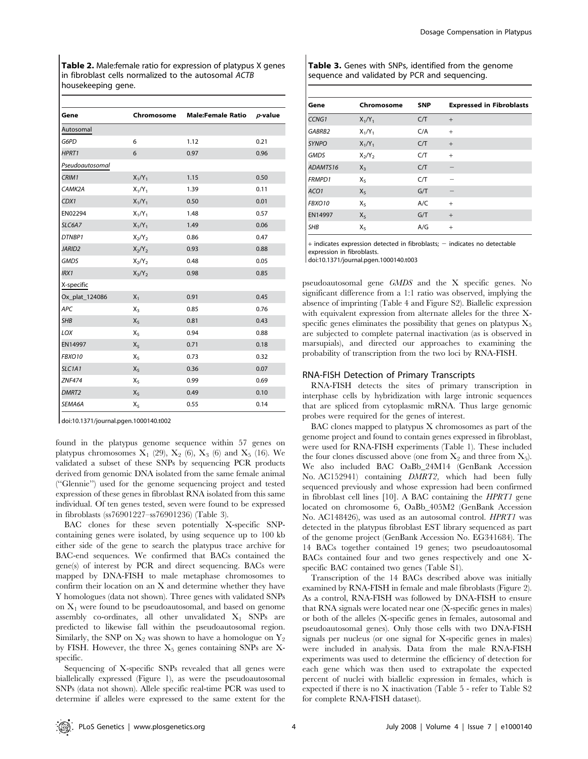**Table 2.** Male:female ratio for expression of platypus X genes in fibroblast cells normalized to the autosomal *ACTB* housekeeping gene.

| Gene | Chromosome | Male:Female Ratio | *p*-value |
|---|---|---|---|
| Autosomal | | | |
| *G6PD* | 6 | 1.12 | 0.21 |
| *HPRT1* | 6 | 0.97 | 0.96 |
| Pseudoautosomal | | | |
| *CRIM1* | $X_1/Y_1$ | 1.15 | 0.50 |
| *CAMK2A* | $X_1/Y_1$ | 1.39 | 0.11 |
| *CDX1* | $X_1/Y_1$ | 0.50 | 0.01 |
| EN02294 | $X_1/Y_1$ | 1.48 | 0.57 |
| *SLC6A7* | $X_1/Y_1$ | 1.49 | 0.06 |
| *DTNBP1* | $X_2/Y_2$ | 0.86 | 0.47 |
| *JARID2* | $X_2/Y_2$ | 0.93 | 0.88 |
| *GMDS* | $X_2/Y_2$ | 0.48 | 0.05 |
| *IRX1* | $X_3/Y_2$ | 0.98 | 0.85 |
| X-specific | | | |
| Ox_plat_124086 | $X_1$ | 0.91 | 0.45 |
| *APC* | $X_3$ | 0.85 | 0.76 |
| *SHB* | $X_5$ | 0.81 | 0.43 |
| *LOX* | $X_5$ | 0.94 | 0.88 |
| EN14997 | $X_5$ | 0.71 | 0.18 |
| *FBXO10* | $X_5$ | 0.73 | 0.32 |
| *SLC1A1* | $X_5$ | 0.36 | 0.07 |
| *ZNF474* | $X_5$ | 0.99 | 0.69 |
| *DMRT2* | $X_5$ | 0.49 | 0.10 |
| *SEMA6A* | $X_5$ | 0.55 | 0.14 |

doi:10.1371/journal.pgen.1000140.t002

found in the platypus genome sequence within 57 genes on platypus chromosomes $X_1$ (29), $X_2$ (6), $X_3$ (6) and $X_5$ (16). We validated a subset of these SNPs by sequencing PCR products derived from genomic DNA isolated from the same female animal ("Glennie") used for the genome sequencing project and tested expression of these genes in fibroblast RNA isolated from this same individual. Of ten genes tested, seven were found to be expressed in fibroblasts (ss76901227–ss76901236) (Table 3).

BAC clones for these seven potentially X-specific SNP-containing genes were isolated, by using sequence up to 100 kb either side of the gene to search the platypus trace archive for BAC-end sequences. We confirmed that BACs contained the gene(s) of interest by PCR and direct sequencing. BACs were mapped by DNA-FISH to male metaphase chromosomes to confirm their location on an X and determine whether they have Y homologues (data not shown). Three genes with validated SNPs on $X_1$ were found to be pseudoautosomal, and based on genome assembly co-ordinates, all other unvalidated $X_1$ SNPs are predicted to likewise fall within the pseudoautosomal region. Similarly, the SNP on $X_2$ was shown to have a homologue on $Y_2$ by FISH. However, the three $X_5$ genes containing SNPs are X-specific.

Sequencing of X-specific SNPs revealed that all genes were biallelically expressed (Figure 1), as were the pseudoautosomal SNPs (data not shown). Allele specific real-time PCR was used to determine if alleles were expressed to the same extent for the

**Table 3.** Genes with SNPs, identified from the genome sequence and validated by PCR and sequencing.

| Gene | Chromosome | SNP | Expressed in Fibroblasts |
|---|---|---|---|
| *CCNG1* | $X_1/Y_1$ | C/T | + |
| *GABRB2* | $X_1/Y_1$ | C/A | + |
| *SYNPO* | $X_1/Y_1$ | C/T | + |
| *GMDS* | $X_2/Y_2$ | C/T | + |
| *ADAMTS16* | $X_3$ | C/T | − |
| *FRMPD1* | $X_5$ | C/T | − |
| *ACO1* | $X_5$ | G/T | − |
| *FBXO10* | $X_5$ | A/C | + |
| EN14997 | $X_5$ | G/T | + |
| *SHB* | $X_5$ | A/G | + |

+ indicates expression detected in fibroblasts; − indicates no detectable expression in fibroblasts.

doi:10.1371/journal.pgen.1000140.t003

pseudoautosomal gene *GMDS* and the X specific genes. No significant difference from a 1:1 ratio was observed, implying the absence of imprinting (Table 4 and Figure S2). Biallelic expression with equivalent expression from alternate alleles for the three X-specific genes eliminates the possibility that genes on platypus $X_5$ are subjected to complete paternal inactivation (as is observed in marsupials), and directed our approaches to examining the probability of transcription from the two loci by RNA-FISH.

## RNA-FISH Detection of Primary Transcripts

RNA-FISH detects the sites of primary transcription in interphase cells by hybridization with large intronic sequences that are spliced from cytoplasmic mRNA. Thus large genomic probes were required for the genes of interest.

BAC clones mapped to platypus X chromosomes as part of the genome project and found to contain genes expressed in fibroblast, were used for RNA-FISH experiments (Table 1). These included the four clones discussed above (one from $X_2$ and three from $X_5$). We also included BAC OaBb_24M14 (GenBank Accession No. AC152941) containing *DMRT2*, which had been fully sequenced previously and whose expression had been confirmed in fibroblast cell lines [10]. A BAC containing the *HPRT1* gene located on chromosome 6, OaBb_405M2 (GenBank Accession No. AC148426), was used as an autosomal control. *HPRT1* was detected in the platypus fibroblast EST library sequenced as part of the genome project (GenBank Accession No. EG341684). The 14 BACs together contained 19 genes; two pseudoautosomal BACs contained four and two genes respectively and one X-specific BAC contained two genes (Table S1).

Transcription of the 14 BACs described above was initially examined by RNA-FISH in female and male fibroblasts (Figure 2). As a control, RNA-FISH was followed by DNA-FISH to ensure that RNA signals were located near one (X-specific genes in males) or both of the alleles (X-specific genes in females, autosomal and pseudoautosomal genes). Only those cells with two DNA-FISH signals per nucleus (or one signal for X-specific genes in males) were included in analysis. Data from the male RNA-FISH experiments was used to determine the efficiency of detection for each gene which was then used to extrapolate the expected percent of nuclei with biallelic expression in females, which is expected if there is no X inactivation (Table 5 - refer to Table S2 for complete RNA-FISH dataset).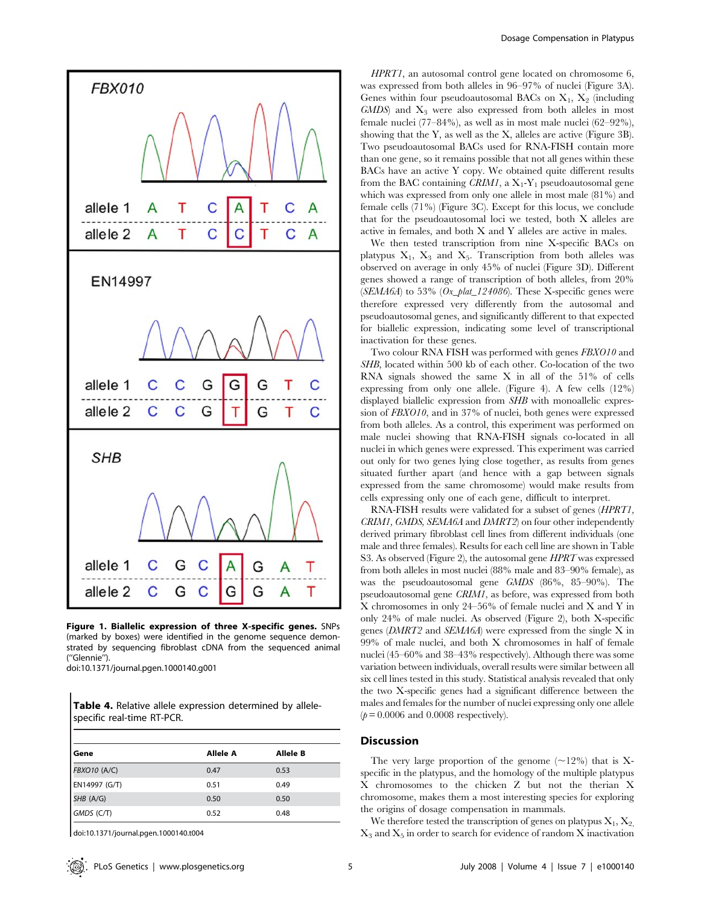**Figure 1. Biallelic expression of three X-specific genes.** SNPs (marked by boxes) were identified in the genome sequence demonstrated by sequencing fibroblast cDNA from the sequenced animal ("Glennie").
doi:10.1371/journal.pgen.1000140.g001

**Table 4.** Relative allele expression determined by allele-specific real-time RT-PCR.

| Gene | Allele A | Allele B |
|---|---|---|
| *FBXO10* (A/C) | 0.47 | 0.53 |
| EN14997 (G/T) | 0.51 | 0.49 |
| *SHB* (A/G) | 0.50 | 0.50 |
| *GMDS* (C/T) | 0.52 | 0.48 |

doi:10.1371/journal.pgen.1000140.t004

*HPRT1*, an autosomal control gene located on chromosome 6, was expressed from both alleles in 96–97% of nuclei (Figure 3A). Genes within four pseudoautosomal BACs on $X_1$, $X_2$ (including *GMDS*) and $X_3$ were also expressed from both alleles in most female nuclei (77–84%), as well as in most male nuclei (62–92%), showing that the Y, as well as the X, alleles are active (Figure 3B). Two pseudoautosomal BACs used for RNA-FISH contain more than one gene, so it remains possible that not all genes within these BACs have an active Y copy. We obtained quite different results from the BAC containing *CRIM1*, a $X_1$-$Y_1$ pseudoautosomal gene which was expressed from only one allele in most male (81%) and female cells (71%) (Figure 3C). Except for this locus, we conclude that for the pseudoautosomal loci we tested, both X alleles are active in females, and both X and Y alleles are active in males.

We then tested transcription from nine X-specific BACs on platypus $X_1$, $X_3$ and $X_5$. Transcription from both alleles was observed on average in only 45% of nuclei (Figure 3D). Different genes showed a range of transcription of both alleles, from 20% (*SEMA6A*) to 53% (*Ox_plat_124086*). These X-specific genes were therefore expressed very differently from the autosomal and pseudoautosomal genes, and significantly different to that expected for biallelic expression, indicating some level of transcriptional inactivation for these genes.

Two colour RNA FISH was performed with genes *FBXO10* and *SHB*, located within 500 kb of each other. Co-location of the two RNA signals showed the same X in all of the 51% of cells expressing from only one allele. (Figure 4). A few cells (12%) displayed biallelic expression from *SHB* with monoallelic expression of *FBXO10*, and in 37% of nuclei, both genes were expressed from both alleles. As a control, this experiment was performed on male nuclei showing that RNA-FISH signals co-located in all nuclei in which genes were expressed. This experiment was carried out only for two genes lying close together, as results from genes situated further apart (and hence with a gap between signals expressed from the same chromosome) would make results from cells expressing only one of each gene, difficult to interpret.

RNA-FISH results were validated for a subset of genes (*HPRT1, CRIM1, GMDS, SEMA6A* and *DMRT2*) on four other independently derived primary fibroblast cell lines from different individuals (one male and three females). Results for each cell line are shown in Table S3. As observed (Figure 2), the autosomal gene *HPRT* was expressed from both alleles in most nuclei (88% male and 83–90% female), as was the pseudoautosomal gene *GMDS* (86%, 85–90%). The pseudoautosomal gene *CRIM1*, as before, was expressed from both X chromosomes in only 24–56% of female nuclei and X and Y in only 24% of male nuclei. As observed (Figure 2), both X-specific genes (*DMRT2* and *SEMA6A*) were expressed from the single X in 99% of male nuclei, and both X chromosomes in half of female nuclei (45–60% and 38–43% respectively). Although there was some variation between individuals, overall results were similar between all six cell lines tested in this study. Statistical analysis revealed that only the two X-specific genes had a significant difference between the males and females for the number of nuclei expressing only one allele ($p = 0.0006$ and 0.0008 respectively).

## Discussion

The very large proportion of the genome (~12%) that is X-specific in the platypus, and the homology of the multiple platypus X chromosomes to the chicken Z but not the therian X chromosome, makes them a most interesting species for exploring the origins of dosage compensation in mammals.

We therefore tested the transcription of genes on platypus $X_1$, $X_2$, $X_3$ and $X_5$ in order to search for evidence of random X inactivation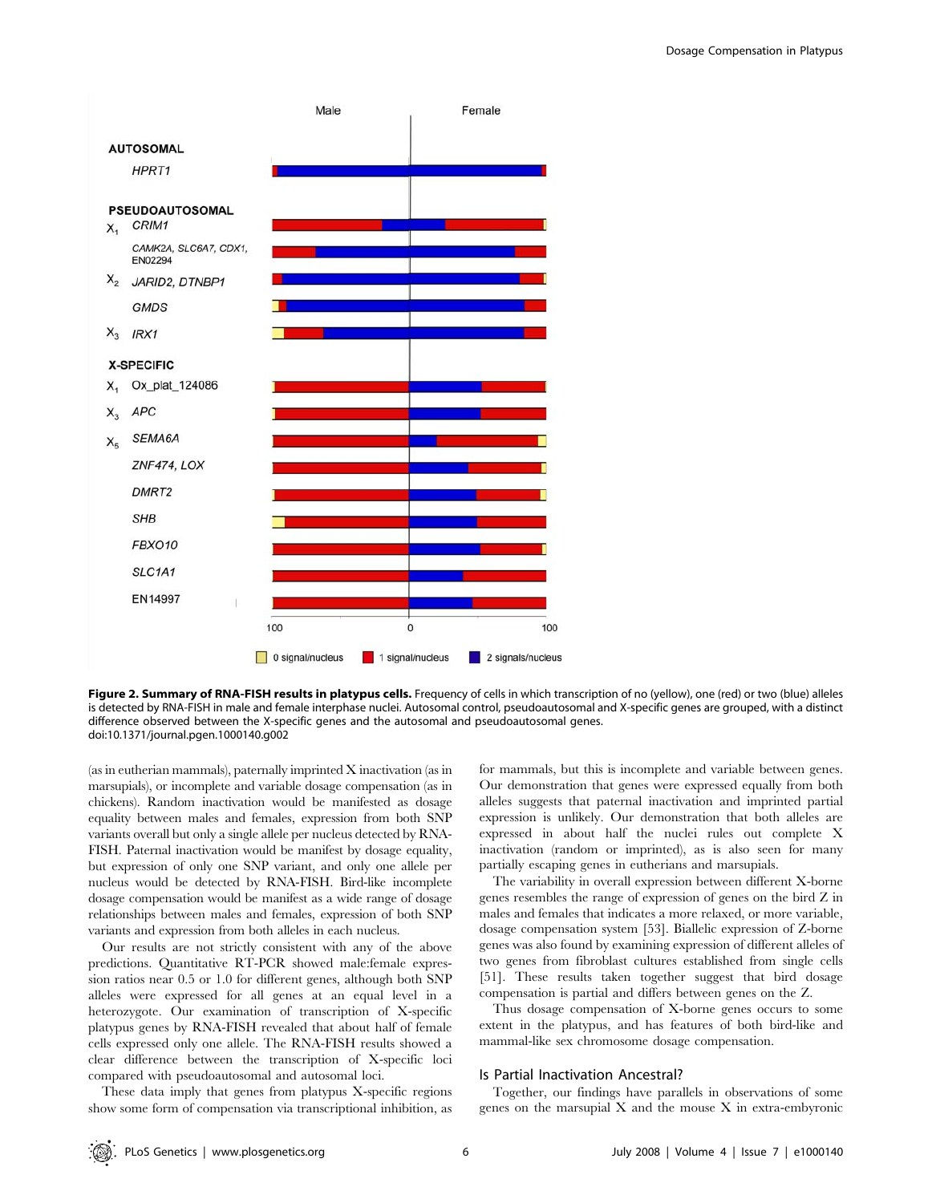Male

Female

AUTOSOMAL

HPRT1

PSEUDOAUTOSOMAL

$X_1$ CRIM1

CAMK2A, SLC6A7, CDX1, EN02294

$X_2$ JARID2, DTNBP1

GMDS

$X_3$ IRX1

X-SPECIFIC

$X_1$ Ox_plat_124086

$X_3$ APC

$X_5$ SEMA6A

ZNF474, LOX

DMRT2

SHB

FBXO10

SLC1A1

EN14997

100 0 100

0 signal/nucleus 1 signal/nucleus 2 signals/nucleus

**Figure 2. Summary of RNA-FISH results in platypus cells.** Frequency of cells in which transcription of no (yellow), one (red) or two (blue) alleles is detected by RNA-FISH in male and female interphase nuclei. Autosomal control, pseudoautosomal and X-specific genes are grouped, with a distinct difference observed between the X-specific genes and the autosomal and pseudoautosomal genes.
doi:10.1371/journal.pgen.1000140.g002

(as in eutherian mammals), paternally imprinted X inactivation (as in marsupials), or incomplete and variable dosage compensation (as in chickens). Random inactivation would be manifested as dosage equality between males and females, expression from both SNP variants overall but only a single allele per nucleus detected by RNA-FISH. Paternal inactivation would be manifest by dosage equality, but expression of only one SNP variant, and only one allele per nucleus would be detected by RNA-FISH. Bird-like incomplete dosage compensation would be manifest as a wide range of dosage relationships between males and females, expression of both SNP variants and expression from both alleles in each nucleus.

Our results are not strictly consistent with any of the above predictions. Quantitative RT-PCR showed male:female expression ratios near 0.5 or 1.0 for different genes, although both SNP alleles were expressed for all genes at an equal level in a heterozygote. Our examination of transcription of X-specific platypus genes by RNA-FISH revealed that about half of female cells expressed only one allele. The RNA-FISH results showed a clear difference between the transcription of X-specific loci compared with pseudoautosomal and autosomal loci.

These data imply that genes from platypus X-specific regions show some form of compensation via transcriptional inhibition, as for mammals, but this is incomplete and variable between genes. Our demonstration that genes were expressed equally from both alleles suggests that paternal inactivation and imprinted partial expression is unlikely. Our demonstration that both alleles are expressed in about half the nuclei rules out complete X inactivation (random or imprinted), as is also seen for many partially escaping genes in eutherians and marsupials.

The variability in overall expression between different X-borne genes resembles the range of expression of genes on the bird Z in males and females that indicates a more relaxed, or more variable, dosage compensation system [53]. Biallelic expression of Z-borne genes was also found by examining expression of different alleles of two genes from fibroblast cultures established from single cells [51]. These results taken together suggest that bird dosage compensation is partial and differs between genes on the Z.

Thus dosage compensation of X-borne genes occurs to some extent in the platypus, and has features of both bird-like and mammal-like sex chromosome dosage compensation.

## Is Partial Inactivation Ancestral?

Together, our findings have parallels in observations of some genes on the marsupial X and the mouse X in extra-embryonic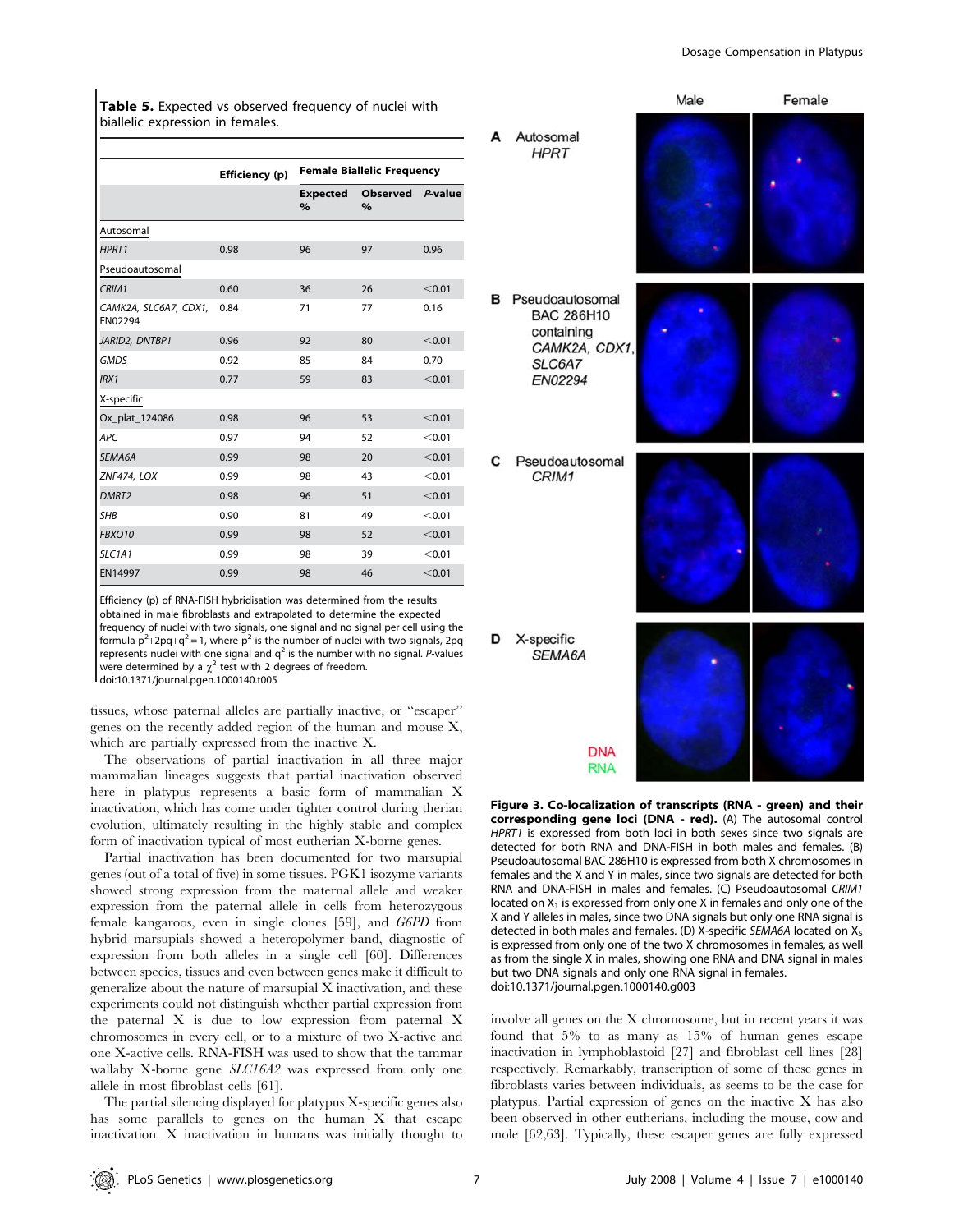**Table 5.** Expected vs observed frequency of nuclei with biallelic expression in females.

| | Efficiency (p) | Female Biallelic Frequency | | |
|---|---|---|---|---|
| | | Expected % | Observed % | *P*-value |
| Autosomal | | | | |
| *HPRT1* | 0.98 | 96 | 97 | 0.96 |
| Pseudoautosomal | | | | |
| *CRIM1* | 0.60 | 36 | 26 | <0.01 |
| *CAMK2A, SLC6A7, CDX1,* EN02294 | 0.84 | 71 | 77 | 0.16 |
| *JARID2, DNTBP1* | 0.96 | 92 | 80 | <0.01 |
| *GMDS* | 0.92 | 85 | 84 | 0.70 |
| *IRX1* | 0.77 | 59 | 83 | <0.01 |
| X-specific | | | | |
| Ox_plat_124086 | 0.98 | 96 | 53 | <0.01 |
| *APC* | 0.97 | 94 | 52 | <0.01 |
| *SEMA6A* | 0.99 | 98 | 20 | <0.01 |
| *ZNF474, LOX* | 0.99 | 98 | 43 | <0.01 |
| *DMRT2* | 0.98 | 96 | 51 | <0.01 |
| *SHB* | 0.90 | 81 | 49 | <0.01 |
| *FBXO10* | 0.99 | 98 | 52 | <0.01 |
| *SLC1A1* | 0.99 | 98 | 39 | <0.01 |
| EN14997 | 0.99 | 98 | 46 | <0.01 |

Efficiency (p) of RNA-FISH hybridisation was determined from the results obtained in male fibroblasts and extrapolated to determine the expected frequency of nuclei with two signals, one signal and no signal per cell using the formula $p^2+2pq+q^2=1$, where $p^2$ is the number of nuclei with two signals, $2pq$ represents nuclei with one signal and $q^2$ is the number with no signal. *P*-values were determined by a $\chi^2$ test with 2 degrees of freedom.
doi:10.1371/journal.pgen.1000140.t005

tissues, whose paternal alleles are partially inactive, or "escaper" genes on the recently added region of the human and mouse X, which are partially expressed from the inactive X.

The observations of partial inactivation in all three major mammalian lineages suggests that partial inactivation observed here in platypus represents a basic form of mammalian X inactivation, which has come under tighter control during therian evolution, ultimately resulting in the highly stable and complex form of inactivation typical of most eutherian X-borne genes.

Partial inactivation has been documented for two marsupial genes (out of a total of five) in some tissues. PGK1 isozyme variants showed strong expression from the maternal allele and weaker expression from the paternal allele in cells from heterozygous female kangaroos, even in single clones [59], and *G6PD* from hybrid marsupials showed a heteropolymer band, diagnostic of expression from both alleles in a single cell [60]. Differences between species, tissues and even between genes make it difficult to generalize about the nature of marsupial X inactivation, and these experiments could not distinguish whether partial expression from the paternal X is due to low expression from paternal X chromosomes in every cell, or to a mixture of two X-active and one X-active cells. RNA-FISH was used to show that the tammar wallaby X-borne gene *SLC16A2* was expressed from only one allele in most fibroblast cells [61].

The partial silencing displayed for platypus X-specific genes also has some parallels to genes on the human X that escape inactivation. X inactivation in humans was initially thought to involve all genes on the X chromosome, but in recent years it was found that 5% to as many as 15% of human genes escape inactivation in lymphoblastoid [27] and fibroblast cell lines [28] respectively. Remarkably, transcription of some of these genes in fibroblasts varies between individuals, as seems to be the case for platypus. Partial expression of genes on the inactive X has also been observed in other eutherians, including the mouse, cow and mole [62,63]. Typically, these escaper genes are fully expressed

**Figure 3. Co-localization of transcripts (RNA - green) and their corresponding gene loci (DNA - red).** (A) The autosomal control *HPRT1* is expressed from both loci in both sexes since two signals are detected for both RNA and DNA-FISH in both males and females. (B) Pseudoautosomal BAC 286H10 is expressed from both X chromosomes in females and the X and Y in males, since two signals are detected for both RNA and DNA-FISH in males and females. (C) Pseudoautosomal *CRIM1* located on $X_1$ is expressed from only one X in females and only one of the X and Y alleles in males, since two DNA signals but only one RNA signal is detected in both males and females. (D) X-specific *SEMA6A* located on $X_5$ is expressed from only one of the two X chromosomes in females, as well as from the single X in males, showing one RNA and DNA signal in males but two DNA signals and only one RNA signal in females.
doi:10.1371/journal.pgen.1000140.g003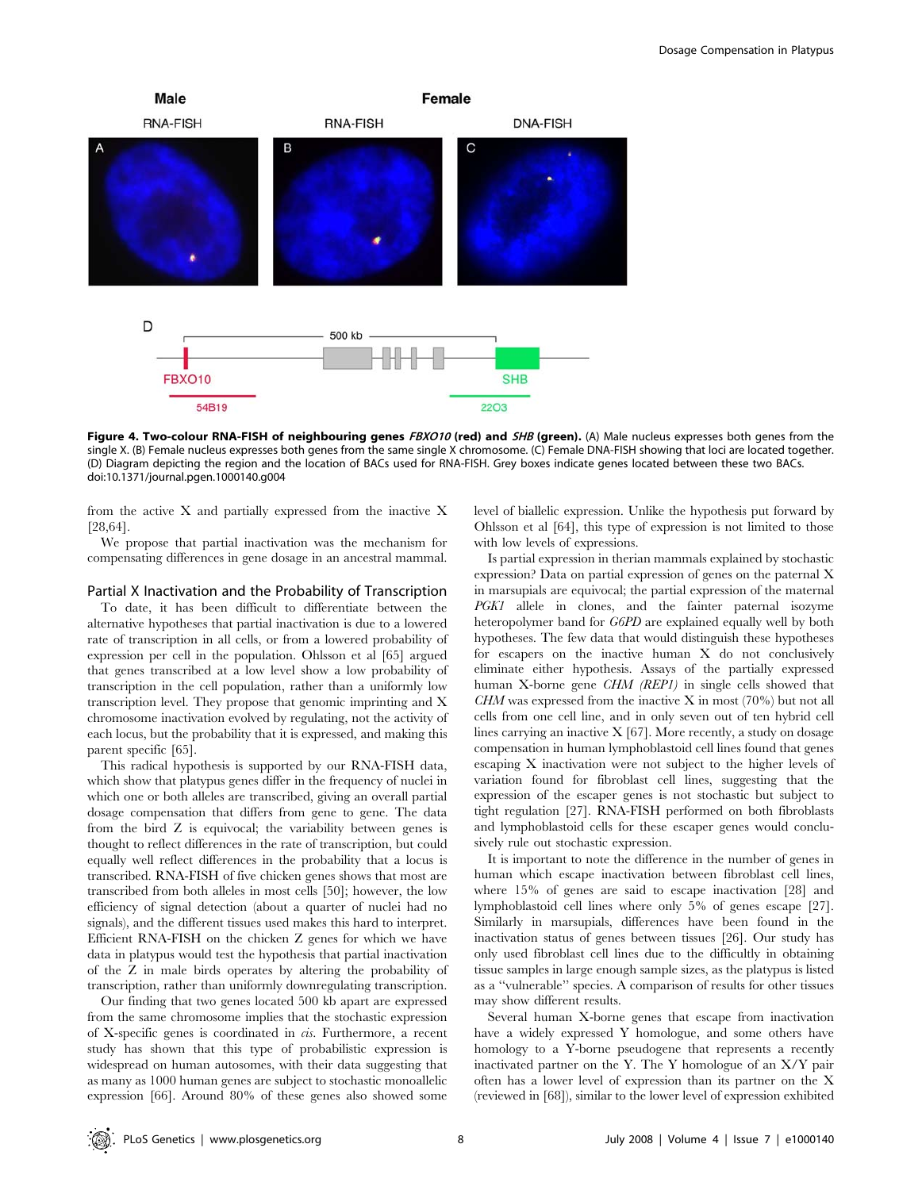**Figure 4. Two-colour RNA-FISH of neighbouring genes *FBXO10* (red) and *SHB* (green).** (A) Male nucleus expresses both genes from the single X. (B) Female nucleus expresses both genes from the same single X chromosome. (C) Female DNA-FISH showing that loci are located together. (D) Diagram depicting the region and the location of BACs used for RNA-FISH. Grey boxes indicate genes located between these two BACs.
doi:10.1371/journal.pgen.1000140.g004

from the active X and partially expressed from the inactive X [28,64].

We propose that partial inactivation was the mechanism for compensating differences in gene dosage in an ancestral mammal.

## Partial X Inactivation and the Probability of Transcription

To date, it has been difficult to differentiate between the alternative hypotheses that partial inactivation is due to a lowered rate of transcription in all cells, or from a lowered probability of expression per cell in the population. Ohlsson et al [65] argued that genes transcribed at a low level show a low probability of transcription in the cell population, rather than a uniformly low transcription level. They propose that genomic imprinting and X chromosome inactivation evolved by regulating, not the activity of each locus, but the probability that it is expressed, and making this parent specific [65].

This radical hypothesis is supported by our RNA-FISH data, which show that platypus genes differ in the frequency of nuclei in which one or both alleles are transcribed, giving an overall partial dosage compensation that differs from gene to gene. The data from the bird Z is equivocal; the variability between genes is thought to reflect differences in the rate of transcription, but could equally well reflect differences in the probability that a locus is transcribed. RNA-FISH of five chicken genes shows that most are transcribed from both alleles in most cells [50]; however, the low efficiency of signal detection (about a quarter of nuclei had no signals), and the different tissues used makes this hard to interpret. Efficient RNA-FISH on the chicken Z genes for which we have data in platypus would test the hypothesis that partial inactivation of the Z in male birds operates by altering the probability of transcription, rather than uniformly downregulating transcription.

Our finding that two genes located 500 kb apart are expressed from the same chromosome implies that the stochastic expression of X-specific genes is coordinated in *cis*. Furthermore, a recent study has shown that this type of probabilistic expression is widespread on human autosomes, with their data suggesting that as many as 1000 human genes are subject to stochastic monoallelic expression [66]. Around 80% of these genes also showed some level of biallelic expression. Unlike the hypothesis put forward by Ohlsson et al [64], this type of expression is not limited to those with low levels of expressions.

Is partial expression in therian mammals explained by stochastic expression? Data on partial expression of genes on the paternal X in marsupials are equivocal; the partial expression of the maternal *PGK1* allele in clones, and the fainter paternal isozyme heteropolymer band for *G6PD* are explained equally well by both hypotheses. The few data that would distinguish these hypotheses for escapers on the inactive human X do not conclusively eliminate either hypothesis. Assays of the partially expressed human X-borne gene *CHM (REP1)* in single cells showed that *CHM* was expressed from the inactive X in most (70%) but not all cells from one cell line, and in only seven out of ten hybrid cell lines carrying an inactive X [67]. More recently, a study on dosage compensation in human lymphoblastoid cell lines found that genes escaping X inactivation were not subject to the higher levels of variation found for fibroblast cell lines, suggesting that the expression of the escaper genes is not stochastic but subject to tight regulation [27]. RNA-FISH performed on both fibroblasts and lymphoblastoid cells for these escaper genes would conclusively rule out stochastic expression.

It is important to note the difference in the number of genes in human which escape inactivation between fibroblast cell lines, where 15% of genes are said to escape inactivation [28] and lymphoblastoid cell lines where only 5% of genes escape [27]. Similarly in marsupials, differences have been found in the inactivation status of genes between tissues [26]. Our study has only used fibroblast cell lines due to the difficulty in obtaining tissue samples in large enough sample sizes, as the platypus is listed as a "vulnerable" species. A comparison of results for other tissues may show different results.

Several human X-borne genes that escape from inactivation have a widely expressed Y homologue, and some others have homology to a Y-borne pseudogene that represents a recently inactivated partner on the Y. The Y homologue of an X/Y pair often has a lower level of expression than its partner on the X (reviewed in [68]), similar to the lower level of expression exhibited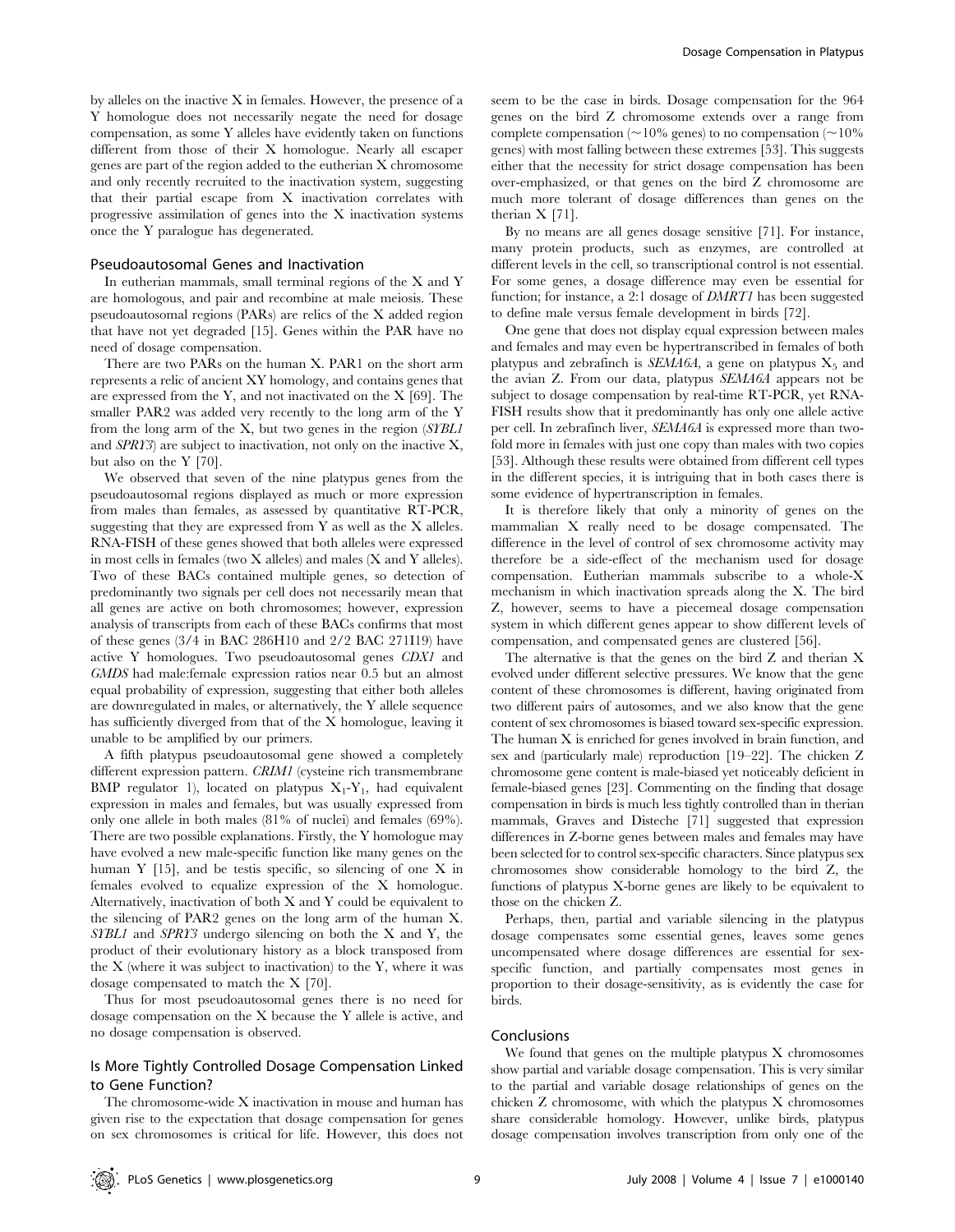by alleles on the inactive X in females. However, the presence of a Y homologue does not necessarily negate the need for dosage compensation, as some Y alleles have evidently taken on functions different from those of their X homologue. Nearly all escaper genes are part of the region added to the eutherian X chromosome and only recently recruited to the inactivation system, suggesting that their partial escape from X inactivation correlates with progressive assimilation of genes into the X inactivation systems once the Y paralogue has degenerated.

### Pseudoautosomal Genes and Inactivation

In eutherian mammals, small terminal regions of the X and Y are homologous, and pair and recombine at male meiosis. These pseudoautosomal regions (PARs) are relics of the X added region that have not yet degraded [15]. Genes within the PAR have no need of dosage compensation.

There are two PARs on the human X. PAR1 on the short arm represents a relic of ancient XY homology, and contains genes that are expressed from the Y, and not inactivated on the X [69]. The smaller PAR2 was added very recently to the long arm of the Y from the long arm of the X, but two genes in the region (*SYBL1* and *SPRY3*) are subject to inactivation, not only on the inactive X, but also on the Y [70].

We observed that seven of the nine platypus genes from the pseudoautosomal regions displayed as much or more expression from males than females, as assessed by quantitative RT-PCR, suggesting that they are expressed from Y as well as the X alleles. RNA-FISH of these genes showed that both alleles were expressed in most cells in females (two X alleles) and males (X and Y alleles). Two of these BACs contained multiple genes, so detection of predominantly two signals per cell does not necessarily mean that all genes are active on both chromosomes; however, expression analysis of transcripts from each of these BACs confirms that most of these genes (3/4 in BAC 286H10 and 2/2 BAC 271I19) have active Y homologues. Two pseudoautosomal genes *CDX1* and *GMDS* had male:female expression ratios near 0.5 but an almost equal probability of expression, suggesting that either both alleles are downregulated in males, or alternatively, the Y allele sequence has sufficiently diverged from that of the X homologue, leaving it unable to be amplified by our primers.

A fifth platypus pseudoautosomal gene showed a completely different expression pattern. *CRIM1* (cysteine rich transmembrane BMP regulator 1), located on platypus $X_1$-$Y_1$, had equivalent expression in males and females, but was usually expressed from only one allele in both males (81% of nuclei) and females (69%). There are two possible explanations. Firstly, the Y homologue may have evolved a new male-specific function like many genes on the human Y [15], and be testis specific, so silencing of one X in females evolved to equalize expression of the X homologue. Alternatively, inactivation of both X and Y could be equivalent to the silencing of PAR2 genes on the long arm of the human X. *SYBL1* and *SPRY3* undergo silencing on both the X and Y, the product of their evolutionary history as a block transposed from the X (where it was subject to inactivation) to the Y, where it was dosage compensated to match the X [70].

Thus for most pseudoautosomal genes there is no need for dosage compensation on the X because the Y allele is active, and no dosage compensation is observed.

### Is More Tightly Controlled Dosage Compensation Linked to Gene Function?

The chromosome-wide X inactivation in mouse and human has given rise to the expectation that dosage compensation for genes on sex chromosomes is critical for life. However, this does not seem to be the case in birds. Dosage compensation for the 964 genes on the bird Z chromosome extends over a range from complete compensation (~10% genes) to no compensation (~10% genes) with most falling between these extremes [53]. This suggests either that the necessity for strict dosage compensation has been over-emphasized, or that genes on the bird Z chromosome are much more tolerant of dosage differences than genes on the therian X [71].

By no means are all genes dosage sensitive [71]. For instance, many protein products, such as enzymes, are controlled at different levels in the cell, so transcriptional control is not essential. For some genes, a dosage difference may even be essential for function; for instance, a 2:1 dosage of *DMRT1* has been suggested to define male versus female development in birds [72].

One gene that does not display equal expression between males and females and may even be hypertranscribed in females of both platypus and zebrafinch is *SEMA6A*, a gene on platypus $X_5$ and the avian Z. From our data, platypus *SEMA6A* appears not be subject to dosage compensation by real-time RT-PCR, yet RNA-FISH results show that it predominantly has only one allele active per cell. In zebrafinch liver, *SEMA6A* is expressed more than two-fold more in females with just one copy than males with two copies [53]. Although these results were obtained from different cell types in the different species, it is intriguing that in both cases there is some evidence of hypertranscription in females.

It is therefore likely that only a minority of genes on the mammalian X really need to be dosage compensated. The difference in the level of control of sex chromosome activity may therefore be a side-effect of the mechanism used for dosage compensation. Eutherian mammals subscribe to a whole-X mechanism in which inactivation spreads along the X. The bird Z, however, seems to have a piecemeal dosage compensation system in which different genes appear to show different levels of compensation, and compensated genes are clustered [56].

The alternative is that the genes on the bird Z and therian X evolved under different selective pressures. We know that the gene content of these chromosomes is different, having originated from two different pairs of autosomes, and we also know that the gene content of sex chromosomes is biased toward sex-specific expression. The human X is enriched for genes involved in brain function, and sex and (particularly male) reproduction [19–22]. The chicken Z chromosome gene content is male-biased yet noticeably deficient in female-biased genes [23]. Commenting on the finding that dosage compensation in birds is much less tightly controlled than in therian mammals, Graves and Disteche [71] suggested that expression differences in Z-borne genes between males and females may have been selected for to control sex-specific characters. Since platypus sex chromosomes show considerable homology to the bird Z, the functions of platypus X-borne genes are likely to be equivalent to those on the chicken Z.

Perhaps, then, partial and variable silencing in the platypus dosage compensates some essential genes, leaves some genes uncompensated where dosage differences are essential for sex-specific function, and partially compensates most genes in proportion to their dosage-sensitivity, as is evidently the case for birds.

## Conclusions

We found that genes on the multiple platypus X chromosomes show partial and variable dosage compensation. This is very similar to the partial and variable dosage relationships of genes on the chicken Z chromosome, with which the platypus X chromosomes share considerable homology. However, unlike birds, platypus dosage compensation involves transcription from only one of the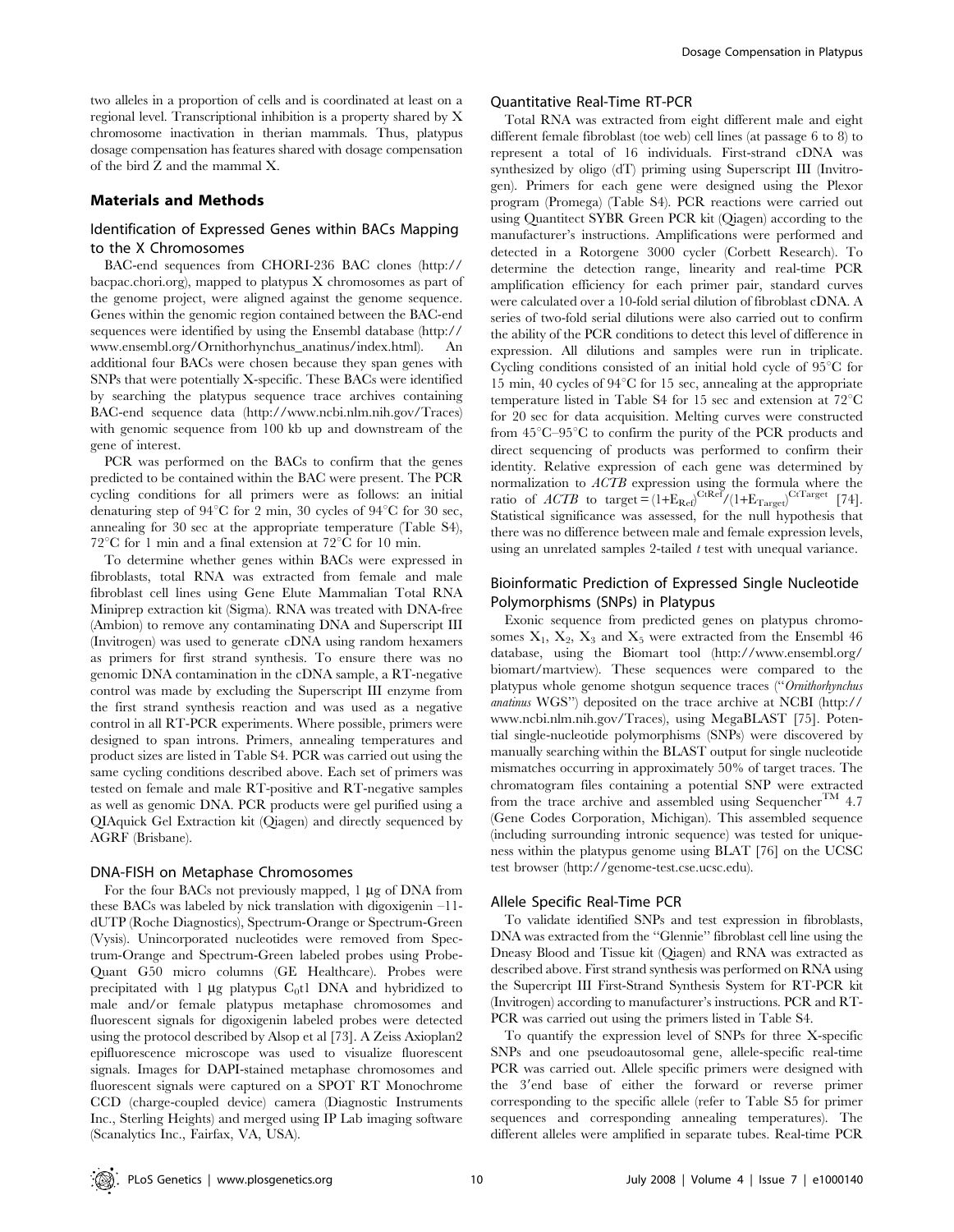two alleles in a proportion of cells and is coordinated at least on a regional level. Transcriptional inhibition is a property shared by X chromosome inactivation in therian mammals. Thus, platypus dosage compensation has features shared with dosage compensation of the bird Z and the mammal X.

## Materials and Methods

### Identification of Expressed Genes within BACs Mapping to the X Chromosomes

BAC-end sequences from CHORI-236 BAC clones (http://bacpac.chori.org), mapped to platypus X chromosomes as part of the genome project, were aligned against the genome sequence. Genes within the genomic region contained between the BAC-end sequences were identified by using the Ensembl database (http://www.ensembl.org/Ornithorhynchus_anatinus/index.html). An additional four BACs were chosen because they span genes with SNPs that were potentially X-specific. These BACs were identified by searching the platypus sequence trace archives containing BAC-end sequence data (http://www.ncbi.nlm.nih.gov/Traces) with genomic sequence from 100 kb up and downstream of the gene of interest.

PCR was performed on the BACs to confirm that the genes predicted to be contained within the BAC were present. The PCR cycling conditions for all primers were as follows: an initial denaturing step of 94°C for 2 min, 30 cycles of 94°C for 30 sec, annealing for 30 sec at the appropriate temperature (Table S4), 72°C for 1 min and a final extension at 72°C for 10 min.

To determine whether genes within BACs were expressed in fibroblasts, total RNA was extracted from female and male fibroblast cell lines using Gene Elute Mammalian Total RNA Miniprep extraction kit (Sigma). RNA was treated with DNA-free (Ambion) to remove any contaminating DNA and Superscript III (Invitrogen) was used to generate cDNA using random hexamers as primers for first strand synthesis. To ensure there was no genomic DNA contamination in the cDNA sample, a RT-negative control was made by excluding the Superscript III enzyme from the first strand synthesis reaction and was used as a negative control in all RT-PCR experiments. Where possible, primers were designed to span introns. Primers, annealing temperatures and product sizes are listed in Table S4. PCR was carried out using the same cycling conditions described above. Each set of primers was tested on female and male RT-positive and RT-negative samples as well as genomic DNA. PCR products were gel purified using a QIAquick Gel Extraction kit (Qiagen) and directly sequenced by AGRF (Brisbane).

### DNA-FISH on Metaphase Chromosomes

For the four BACs not previously mapped, 1 µg of DNA from these BACs was labeled by nick translation with digoxigenin –11-dUTP (Roche Diagnostics), Spectrum-Orange or Spectrum-Green (Vysis). Unincorporated nucleotides were removed from Spectrum-Orange and Spectrum-Green labeled probes using Probe-Quant G50 micro columns (GE Healthcare). Probes were precipitated with 1 µg platypus $C_0t1$ DNA and hybridized to male and/or female platypus metaphase chromosomes and fluorescent signals for digoxigenin labeled probes were detected using the protocol described by Alsop et al [73]. A Zeiss Axioplan2 epifluorescence microscope was used to visualize fluorescent signals. Images for DAPI-stained metaphase chromosomes and fluorescent signals were captured on a SPOT RT Monochrome CCD (charge-coupled device) camera (Diagnostic Instruments Inc., Sterling Heights) and merged using IP Lab imaging software (Scanalytics Inc., Fairfax, VA, USA).

### Quantitative Real-Time RT-PCR

Total RNA was extracted from eight different male and eight different female fibroblast (toe web) cell lines (at passage 6 to 8) to represent a total of 16 individuals. First-strand cDNA was synthesized by oligo (dT) priming using Superscript III (Invitrogen). Primers for each gene were designed using the Plexor program (Promega) (Table S4). PCR reactions were carried out using Quantitect SYBR Green PCR kit (Qiagen) according to the manufacturer's instructions. Amplifications were performed and detected in a Rotorgene 3000 cycler (Corbett Research). To determine the detection range, linearity and real-time PCR amplification efficiency for each primer pair, standard curves were calculated over a 10-fold serial dilution of fibroblast cDNA. A series of two-fold serial dilutions were also carried out to confirm the ability of the PCR conditions to detect this level of difference in expression. All dilutions and samples were run in triplicate. Cycling conditions consisted of an initial hold cycle of 95°C for 15 min, 40 cycles of 94°C for 15 sec, annealing at the appropriate temperature listed in Table S4 for 15 sec and extension at 72°C for 20 sec for data acquisition. Melting curves were constructed from 45°C–95°C to confirm the purity of the PCR products and direct sequencing of products was performed to confirm their identity. Relative expression of each gene was determined by normalization to *ACTB* expression using the formula where the ratio of *ACTB* to target $= (1+E_{Ref})^{CtRef} / (1+E_{Target})^{CtTarget}$ [74]. Statistical significance was assessed, for the null hypothesis that there was no difference between male and female expression levels, using an unrelated samples 2-tailed *t* test with unequal variance.

### Bioinformatic Prediction of Expressed Single Nucleotide Polymorphisms (SNPs) in Platypus

Exonic sequence from predicted genes on platypus chromosomes $X_1$, $X_2$, $X_3$ and $X_5$ were extracted from the Ensembl 46 database, using the Biomart tool (http://www.ensembl.org/biomart/martview). These sequences were compared to the platypus whole genome shotgun sequence traces ("*Ornithorhynchus anatinus* WGS") deposited on the trace archive at NCBI (http://www.ncbi.nlm.nih.gov/Traces), using MegaBLAST [75]. Potential single-nucleotide polymorphisms (SNPs) were discovered by manually searching within the BLAST output for single nucleotide mismatches occurring in approximately 50% of target traces. The chromatogram files containing a potential SNP were extracted from the trace archive and assembled using Sequencher™ 4.7 (Gene Codes Corporation, Michigan). This assembled sequence (including surrounding intronic sequence) was tested for uniqueness within the platypus genome using BLAT [76] on the UCSC test browser (http://genome-test.cse.ucsc.edu).

### Allele Specific Real-Time PCR

To validate identified SNPs and test expression in fibroblasts, DNA was extracted from the "Glennie" fibroblast cell line using the Dneasy Blood and Tissue kit (Qiagen) and RNA was extracted as described above. First strand synthesis was performed on RNA using the Supercript III First-Strand Synthesis System for RT-PCR kit (Invitrogen) according to manufacturer's instructions. PCR and RT-PCR was carried out using the primers listed in Table S4.

To quantify the expression level of SNPs for three X-specific SNPs and one pseudoautosomal gene, allele-specific real-time PCR was carried out. Allele specific primers were designed with the 3′end base of either the forward or reverse primer corresponding to the specific allele (refer to Table S5 for primer sequences and corresponding annealing temperatures). The different alleles were amplified in separate tubes. Real-time PCR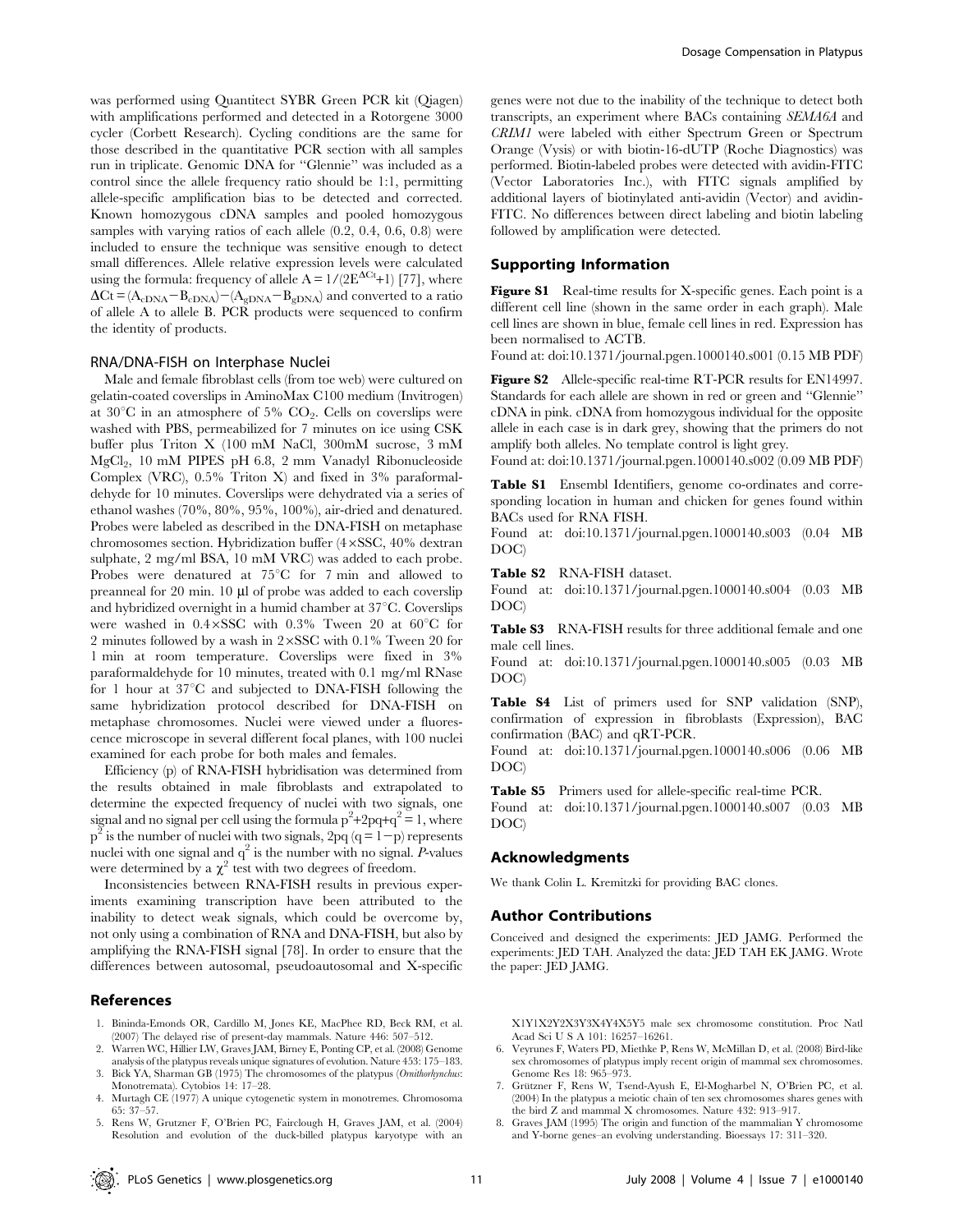was performed using Quantitect SYBR Green PCR kit (Qiagen) with amplifications performed and detected in a Rotorgene 3000 cycler (Corbett Research). Cycling conditions are the same for those described in the quantitative PCR section with all samples run in triplicate. Genomic DNA for "Glennie" was included as a control since the allele frequency ratio should be 1:1, permitting allele-specific amplification bias to be detected and corrected. Known homozygous cDNA samples and pooled homozygous samples with varying ratios of each allele (0.2, 0.4, 0.6, 0.8) were included to ensure the technique was sensitive enough to detect small differences. Allele relative expression levels were calculated using the formula: frequency of allele $A = 1/(2E^{\Delta Ct}+1)$ [77], where $\Delta Ct = (A_{cDNA} - B_{cDNA}) - (A_{gDNA} - B_{gDNA})$ and converted to a ratio of allele A to allele B. PCR products were sequenced to confirm the identity of products.

### RNA/DNA-FISH on Interphase Nuclei

Male and female fibroblast cells (from toe web) were cultured on gelatin-coated coverslips in AminoMax C100 medium (Invitrogen) at 30°C in an atmosphere of 5% $CO_2$. Cells on coverslips were washed with PBS, permeabilized for 7 minutes on ice using CSK buffer plus Triton X (100 mM NaCl, 300mM sucrose, 3 mM $MgCl_2$, 10 mM PIPES pH 6.8, 2 mm Vanadyl Ribonucleoside Complex (VRC), 0.5% Triton X) and fixed in 3% paraformaldehyde for 10 minutes. Coverslips were dehydrated via a series of ethanol washes (70%, 80%, 95%, 100%), air-dried and denatured. Probes were labeled as described in the DNA-FISH on metaphase chromosomes section. Hybridization buffer (4×SSC, 40% dextran sulphate, 2 mg/ml BSA, 10 mM VRC) was added to each probe. Probes were denatured at 75°C for 7 min and allowed to preanneal for 20 min. 10 µl of probe was added to each coverslip and hybridized overnight in a humid chamber at 37°C. Coverslips were washed in 0.4×SSC with 0.3% Tween 20 at 60°C for 2 minutes followed by a wash in 2×SSC with 0.1% Tween 20 for 1 min at room temperature. Coverslips were fixed in 3% paraformaldehyde for 10 minutes, treated with 0.1 mg/ml RNase for 1 hour at 37°C and subjected to DNA-FISH following the same hybridization protocol described for DNA-FISH on metaphase chromosomes. Nuclei were viewed under a fluorescence microscope in several different focal planes, with 100 nuclei examined for each probe for both males and females.

Efficiency (p) of RNA-FISH hybridisation was determined from the results obtained in male fibroblasts and extrapolated to determine the expected frequency of nuclei with two signals, one signal and no signal per cell using the formula $p^2+2pq+q^2 = 1$, where $p^2$ is the number of nuclei with two signals, $2pq$ ($q = 1-p$) represents nuclei with one signal and $q^2$ is the number with no signal. *P*-values were determined by a $\chi^2$ test with two degrees of freedom.

Inconsistencies between RNA-FISH results in previous experiments examining transcription have been attributed to the inability to detect weak signals, which could be overcome by, not only using a combination of RNA and DNA-FISH, but also by amplifying the RNA-FISH signal [78]. In order to ensure that the differences between autosomal, pseudoautosomal and X-specific genes were not due to the inability of the technique to detect both transcripts, an experiment where BACs containing *SEMA6A* and *CRIM1* were labeled with either Spectrum Green or Spectrum Orange (Vysis) or with biotin-16-dUTP (Roche Diagnostics) was performed. Biotin-labeled probes were detected with avidin-FITC (Vector Laboratories Inc.), with FITC signals amplified by additional layers of biotinylated anti-avidin (Vector) and avidin-FITC. No differences between direct labeling and biotin labeling followed by amplification were detected.

## Supporting Information

**Figure S1** Real-time results for X-specific genes. Each point is a different cell line (shown in the same order in each graph). Male cell lines are shown in blue, female cell lines in red. Expression has been normalised to ACTB.
Found at: doi:10.1371/journal.pgen.1000140.s001 (0.15 MB PDF)

**Figure S2** Allele-specific real-time RT-PCR results for EN14997. Standards for each allele are shown in red or green and "Glennie" cDNA in pink. cDNA from homozygous individual for the opposite allele in each case is in dark grey, showing that the primers do not amplify both alleles. No template control is light grey.
Found at: doi:10.1371/journal.pgen.1000140.s002 (0.09 MB PDF)

**Table S1** Ensembl Identifiers, genome co-ordinates and corresponding location in human and chicken for genes found within BACs used for RNA FISH.
Found at: doi:10.1371/journal.pgen.1000140.s003 (0.04 MB DOC)

**Table S2** RNA-FISH dataset.
Found at: doi:10.1371/journal.pgen.1000140.s004 (0.03 MB DOC)

**Table S3** RNA-FISH results for three additional female and one male cell lines.
Found at: doi:10.1371/journal.pgen.1000140.s005 (0.03 MB DOC)

**Table S4** List of primers used for SNP validation (SNP), confirmation of expression in fibroblasts (Expression), BAC confirmation (BAC) and qRT-PCR.
Found at: doi:10.1371/journal.pgen.1000140.s006 (0.06 MB DOC)

**Table S5** Primers used for allele-specific real-time PCR.
Found at: doi:10.1371/journal.pgen.1000140.s007 (0.03 MB DOC)

## Acknowledgments

We thank Colin L. Kremitzki for providing BAC clones.

## Author Contributions

Conceived and designed the experiments: JED JAMG. Performed the experiments: JED TAH. Analyzed the data: JED TAH EK JAMG. Wrote the paper: JED JAMG.

## References

1. Bininda-Emonds OR, Cardillo M, Jones KE, MacPhee RD, Beck RM, et al. (2007) The delayed rise of present-day mammals. Nature 446: 507–512.
2. Warren WC, Hillier LW, Graves JAM, Birney E, Ponting CP, et al. (2008) Genome analysis of the platypus reveals unique signatures of evolution. Nature 453: 175–183.
3. Bick YA, Sharman GB (1975) The chromosomes of the platypus (*Ornithorhynchus*: Monotremata). Cytobios 14: 17–28.
4. Murtagh CE (1977) A unique cytogenetic system in monotremes. Chromosoma 65: 37–57.
5. Rens W, Grutzner F, O'Brien PC, Fairclough H, Graves JAM, et al. (2004) Resolution and evolution of the duck-billed platypus karyotype with an X1Y1X2Y2X3Y3X4Y4X5Y5 male sex chromosome constitution. Proc Natl Acad Sci U S A 101: 16257–16261.
6. Veyrunes F, Waters PD, Miethke P, Rens W, McMillan D, et al. (2008) Bird-like sex chromosomes of platypus imply recent origin of mammal sex chromosomes. Genome Res 18: 965–973.
7. Grützner F, Rens W, Tsend-Ayush E, El-Mogharbel N, O'Brien PC, et al. (2004) In the platypus a meiotic chain of ten sex chromosomes shares genes with the bird Z and mammal X chromosomes. Nature 432: 913–917.
8. Graves JAM (1995) The origin and function of the mammalian Y chromosome and Y-borne genes–an evolving understanding. Bioessays 17: 311–320.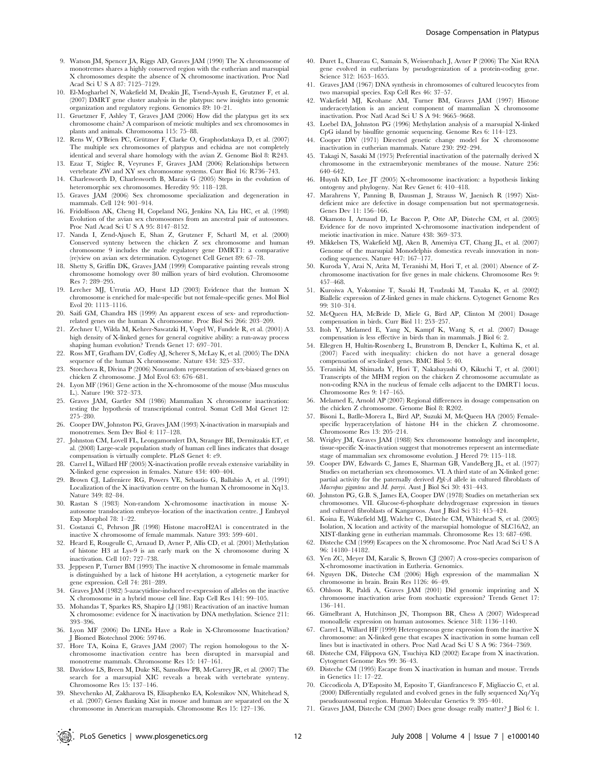9. Watson JM, Spencer JA, Riggs AD, Graves JAM (1990) The X chromosome of monotremes shares a highly conserved region with the eutherian and marsupial X chromosomes despite the absence of X chromosome inactivation. Proc Natl Acad Sci U S A 87: 7125–7129.
10. El-Mogharbel N, Wakefield M, Deakin JE, Tsend-Ayush E, Grutzner F, et al. (2007) DMRT gene cluster analysis in the platypus: new insights into genomic organization and regulatory regions. Genomics 89: 10–21.
11. Gruetzner F, Ashley T, Graves JAM (2006) How did the platypus get its sex chromosome chain? A comparison of meiotic multiples and sex chromosomes in plants and animals. Chromosoma 115: 75–88.
12. Rens W, O'Brien PC, Grützner F, Clarke O, Graphodatskaya D, et al. (2007) The multiple sex chromosomes of platypus and echidna are not completely identical and several share homology with the avian Z. Genome Biol 8: R243.
13. Ezaz T, Stiglec R, Veyrunes F, Graves JAM (2006) Relationships between vertebrate ZW and XY sex chromosome systems. Curr Biol 16: R736–743.
14. Charlesworth D, Charlesworth B, Marais G (2005) Steps in the evolution of heteromorphic sex chromosomes. Heredity 95: 118–128.
15. Graves JAM (2006) Sex chromosome specialization and degeneration in mammals. Cell 124: 901–914.
16. Fridolfsson AK, Cheng H, Copeland NG, Jenkins NA, Liu HC, et al. (1998) Evolution of the avian sex chromosomes from an ancestral pair of autosomes. Proc Natl Acad Sci U S A 95: 8147–8152.
17. Nanda I, Zend-Ajusch E, Shan Z, Grutzner F, Schartl M, et al. (2000) Conserved synteny between the chicken Z sex chromosome and human chromosome 9 includes the male regulatory gene DMRT1: a comparative (re)view on avian sex determination. Cytogenet Cell Genet 89: 67–78.
18. Shetty S, Griffin DK, Graves JAM (1999) Comparative painting reveals strong chromosome homology over 80 million years of bird evolution. Chromosome Res 7: 289–295.
19. Lercher MJ, Urrutia AO, Hurst LD (2003) Evidence that the human X chromosome is enriched for male-specific but not female-specific genes. Mol Biol Evol 20: 1113–1116.
20. Saifi GM, Chandra HS (1999) An apparent excess of sex- and reproduction-related genes on the human X chromosome. Proc Biol Sci 266: 203–209.
21. Zechner U, Wilda M, Kehrer-Sawatzki H, Vogel W, Fundele R, et al. (2001) A high density of X-linked genes for general cognitive ability: a run-away process shaping human evolution? Trends Genet 17: 697–701.
22. Ross MT, Grafham DV, Coffey AJ, Scherer S, McLay K, et al. (2005) The DNA sequence of the human X chromosome. Nature 434: 325–337.
23. Storchova R, Divina P (2006) Nonrandom representation of sex-biased genes on chicken Z chromosome. J Mol Evol 63: 676–681.
24. Lyon MF (1961) Gene action in the X-chromosome of the mouse (Mus musculus L.). Nature 190: 372–373.
25. Graves JAM, Gartler SM (1986) Mammalian X chromosome inactivation: testing the hypothesis of transcriptional control. Somat Cell Mol Genet 12: 275–280.
26. Cooper DW, Johnston PG, Graves JAM (1993) X-inactivation in marsupials and monotremes. Sem Dev Biol 4: 117–128.
27. Johnston CM, Lovell FL, Leongamornlert DA, Stranger BE, Dermitzakis ET, et al. (2008) Large-scale population study of human cell lines indicates that dosage compensation is virtually complete. PLoS Genet 4: e9.
28. Carrel L, Willard HF (2005) X-inactivation profile reveals extensive variability in X-linked gene expression in females. Nature 434: 400–404.
29. Brown CJ, Lafreniere RG, Powers VE, Sebastio G, Ballabio A, et al. (1991) Localization of the X inactivation centre on the human X chromosome in Xq13. Nature 349: 82–84.
30. Rastan S (1983) Non-random X-chromosome inactivation in mouse X-autosome translocation embryos–location of the inactivation centre. J Embryol Exp Morphol 78: 1–22.
31. Costanzi C, Pehrson JR (1998) Histone macroH2A1 is concentrated in the inactive X chromosome of female mammals. Nature 393: 599–601.
32. Heard E, Rougeulle C, Arnaud D, Avner P, Allis CD, et al. (2001) Methylation of histone H3 at Lys-9 is an early mark on the X chromosome during X inactivation. Cell 107: 727–738.
33. Jeppesen P, Turner BM (1993) The inactive X chromosome in female mammals is distinguished by a lack of histone H4 acetylation, a cytogenetic marker for gene expression. Cell 74: 281–289.
34. Graves JAM (1982) 5-azacytidine-induced re-expression of alleles on the inactive X chromosome in a hybrid mouse cell line. Exp Cell Res 141: 99–105.
35. Mohandas T, Sparkes RS, Shapiro LJ (1981) Reactivation of an inactive human X chromosome: evidence for X inactivation by DNA methylation. Science 211: 393–396.
36. Lyon MF (2006) Do LINEs Have a Role in X-Chromosome Inactivation? J Biomed Biotechnol 2006: 59746.
37. Hore TA, Koina E, Graves JAM (2007) The region homologous to the X-chromosome inactivation centre has been disrupted in marsupial and monotreme mammals. Chromosome Res 15: 147–161.
38. Davidow LS, Breen M, Duke SE, Samollow PB, McCarrey JR, et al. (2007) The search for a marsupial XIC reveals a break with vertebrate synteny. Chromosome Res 15: 137–146.
39. Shevchenko AI, Zakharova IS, Elisaphenko EA, Kolesnikov NN, Whitehead S, et al. (2007) Genes flanking Xist in mouse and human are separated on the X chromosome in American marsupials. Chromosome Res 15: 127–136.
40. Duret L, Chureau C, Samain S, Weissenbach J, Avner P (2006) The Xist RNA gene evolved in eutherians by pseudogenization of a protein-coding gene. Science 312: 1653–1655.
41. Graves JAM (1967) DNA synthesis in chromosomes of cultured leucocytes from two marsupial species. Exp Cell Res 46: 37–57.
42. Wakefield MJ, Keohane AM, Turner BM, Graves JAM (1997) Histone underacetylation is an ancient component of mammalian X chromosome inactivation. Proc Natl Acad Sci U S A 94: 9665–9668.
43. Loebel DA, Johnston PG (1996) Methylation analysis of a marsupial X-linked CpG island by bisulfite genomic sequencing. Genome Res 6: 114–123.
44. Cooper DW (1971) Directed genetic change model for X chromosome inactivation in eutherian mammals. Nature 230: 292–294.
45. Takagi N, Sasaki M (1975) Preferential inactivation of the paternally derived X chromosome in the extraembryonic membranes of the mouse. Nature 256: 640–642.
46. Huynh KD, Lee JT (2005) X-chromosome inactivation: a hypothesis linking ontogeny and phylogeny. Nat Rev Genet 6: 410–418.
47. Marahrens Y, Panning B, Dausman J, Strauss W, Jaenisch R (1997) Xist-deficient mice are defective in dosage compensation but not spermatogenesis. Genes Dev 11: 156–166.
48. Okamoto I, Arnaud D, Le Baccon P, Otte AP, Disteche CM, et al. (2005) Evidence for de novo imprinted X-chromosome inactivation independent of meiotic inactivation in mice. Nature 438: 369–373.
49. Mikkelsen TS, Wakefield MJ, Aken B, Amemiya CT, Chang JL, et al. (2007) Genome of the marsupial Monodelphis domestica reveals innovation in non-coding sequences. Nature 447: 167–177.
50. Kuroda Y, Arai N, Arita M, Teranishi M, Hori T, et al. (2001) Absence of Z-chromosome inactivation for five genes in male chickens. Chromosome Res 9: 457–468.
51. Kuroiwa A, Yokomine T, Sasaki H, Tsudzuki M, Tanaka K, et al. (2002) Biallelic expression of Z-linked genes in male chickens. Cytogenet Genome Res 99: 310–314.
52. McQueen HA, McBride D, Miele G, Bird AP, Clinton M (2001) Dosage compensation in birds. Curr Biol 11: 253–257.
53. Itoh Y, Melamed E, Yang X, Kampf K, Wang S, et al. (2007) Dosage compensation is less effective in birds than in mammals. J Biol 6: 2.
54. Ellegren H, Hultin-Rosenberg L, Brunstrom B, Dencker L, Kultima K, et al. (2007) Faced with inequality: chicken do not have a general dosage compensation of sex-linked genes. BMC Biol 5: 40.
55. Teranishi M, Shimada Y, Hori T, Nakabayashi O, Kikuchi T, et al. (2001) Transcripts of the MHM region on the chicken Z chromosome accumulate as non-coding RNA in the nucleus of female cells adjacent to the DMRT1 locus. Chromosome Res 9: 147–165.
56. Melamed E, Arnold AP (2007) Regional differences in dosage compensation on the chicken Z chromosome. Genome Biol 8: R202.
57. Bisoni L, Batlle-Morera L, Bird AP, Suzuki M, McQueen HA (2005) Female-specific hyperacetylation of histone H4 in the chicken Z chromosome. Chromosome Res 13: 205–214.
58. Wrigley JM, Graves JAM (1988) Sex chromosome homology and incomplete, tissue-specific X-inactivation suggest that monotremes represent an intermediate stage of mammalian sex chromosome evolution. J Hered 79: 115–118.
59. Cooper DW, Edwards C, James E, Sharman GB, VandeBerg JL, et al. (1977) Studies on metatherian sex chromosomes. VI. A third state of an X-linked gene: partial activity for the paternally derived *Pgk-A* allele in cultured fibroblasts of *Macropus giganteus* and *M. parryi*. Aust J Biol Sci 30: 431–443.
60. Johnston PG, G.B. S, James EA, Cooper DW (1978) Studies on metatherian sex chromosomes. VII. Glucose-6-phosphate dehydrogenase expression in tissues and cultured fibroblasts of Kangaroos. Aust J Biol Sci 31: 415–424.
61. Koina E, Wakefield MJ, Walcher C, Disteche CM, Whitehead S, et al. (2005) Isolation, X location and activity of the marsupial homologue of SLC16A2, an XIST-flanking gene in eutherian mammals. Chromosome Res 13: 687–698.
62. Disteche CM (1999) Escapees on the X chromosome. Proc Natl Acad Sci U S A 96: 14180–14182.
63. Yen ZC, Meyer IM, Karalic S, Brown CJ (2007) A cross-species comparison of X-chromosome inactivation in Eutheria. Genomics.
64. Nguyen DK, Disteche CM (2006) High expression of the mammalian X chromosome in brain. Brain Res 1126: 46–49.
65. Ohlsson R, Paldi A, Graves JAM (2001) Did genomic imprinting and X chromosome inactivation arise from stochastic expression? Trends Genet 17: 136–141.
66. Gimelbrant A, Hutchinson JN, Thompson BR, Chess A (2007) Widespread monoallelic expression on human autosomes. Science 318: 1136–1140.
67. Carrel L, Willard HF (1999) Heterogeneous gene expression from the inactive X chromosome: an X-linked gene that escapes X inactivation in some human cell lines but is inactivated in others. Proc Natl Acad Sci U S A 96: 7364–7369.
68. Disteche CM, Filippova GN, Tsuchiya KD (2002) Escape from X inactivation. Cytogenet Genome Res 99: 36–43.
69. Disteche CM (1995) Escape from X inactivation in human and mouse. Trends in Genetics 11: 17–22.
70. Ciccodicola A, D'Esposito M, Esposito T, Gianfrancesco F, Migliaccio C, et al. (2000) Differentially regulated and evolved genes in the fully sequenced Xq/Yq pseudoautosomal region. Human Molecular Genetics 9: 395–401.
71. Graves JAM, Disteche CM (2007) Does gene dosage really matter? J Biol 6: 1.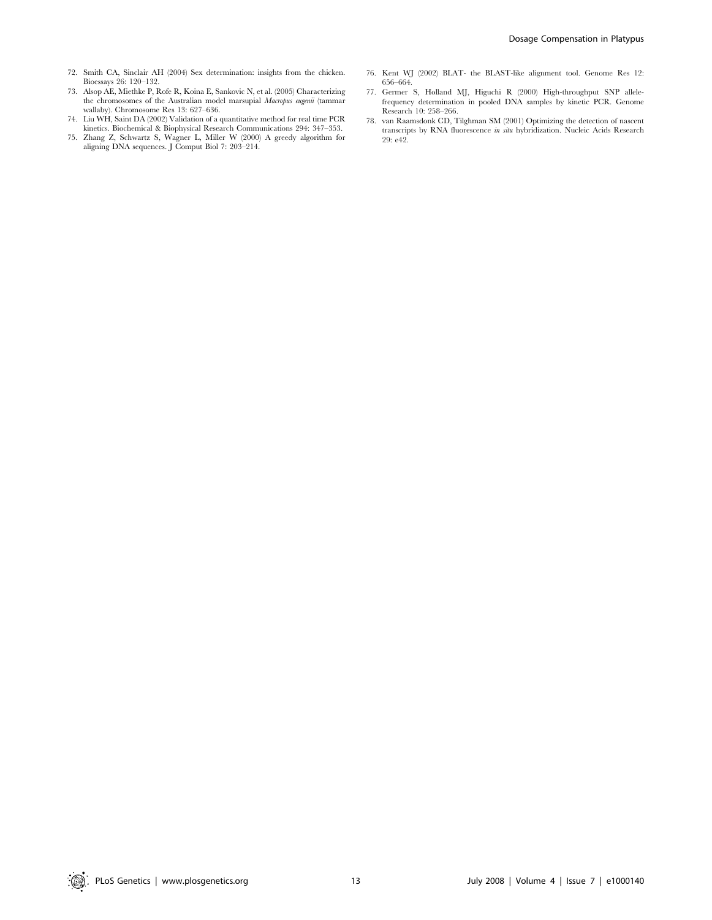72. Smith CA, Sinclair AH (2004) Sex determination: insights from the chicken. Bioessays 26: 120–132.
73. Alsop AE, Miethke P, Rofe R, Koina E, Sankovic N, et al. (2005) Characterizing the chromosomes of the Australian model marsupial *Macropus eugenii* (tammar wallaby). Chromosome Res 13: 627–636.
74. Liu WH, Saint DA (2002) Validation of a quantitative method for real time PCR kinetics. Biochemical & Biophysical Research Communications 294: 347–353.
75. Zhang Z, Schwartz S, Wagner L, Miller W (2000) A greedy algorithm for aligning DNA sequences. J Comput Biol 7: 203–214.
76. Kent WJ (2002) BLAT- the BLAST-like alignment tool. Genome Res 12: 656–664.
77. Germer S, Holland MJ, Higuchi R (2000) High-throughput SNP allele-frequency determination in pooled DNA samples by kinetic PCR. Genome Research 10: 258–266.
78. van Raamsdonk CD, Tilghman SM (2001) Optimizing the detection of nascent transcripts by RNA fluorescence *in situ* hybridization. Nucleic Acids Research 29: e42.